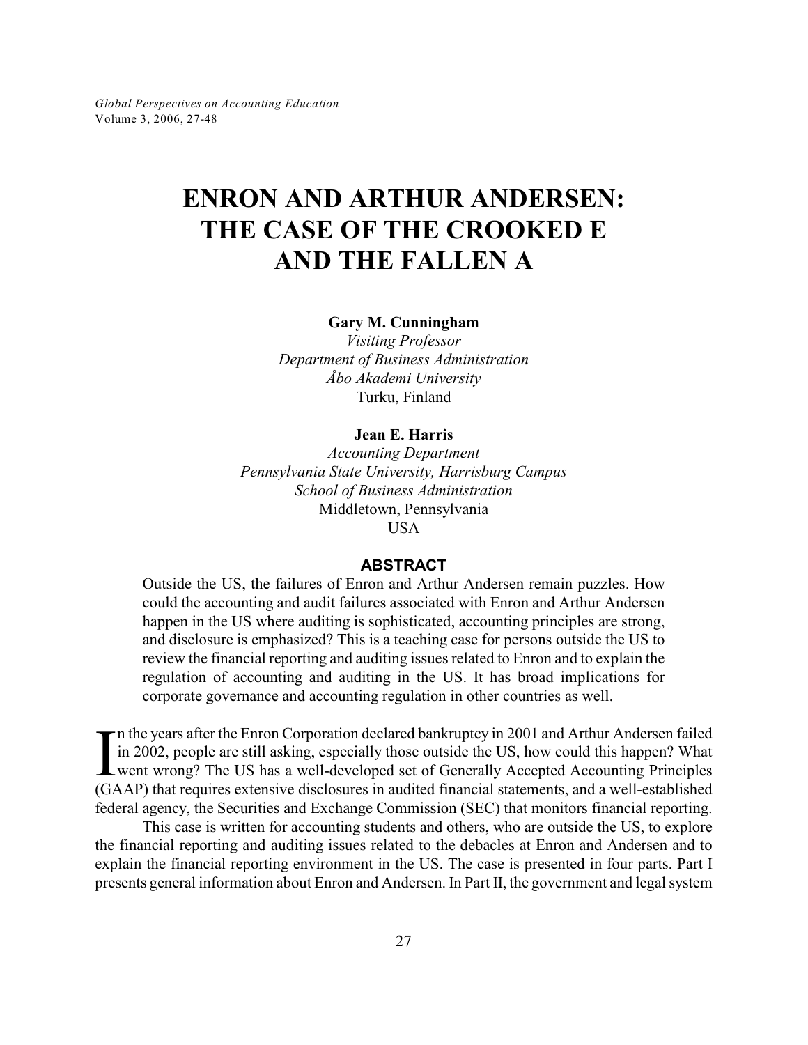# ENRON AND ARTHUR ANDERSEN: THE CASE OF THE CROOKED E AND THE FALLEN A

**Gary M. Cunningham**
*Visiting Professor*
*Department of Business Administration*
*Åbo Akademi University*
Turku, Finland

**Jean E. Harris**
*Accounting Department*
*Pennsylvania State University, Harrisburg Campus*
*School of Business Administration*
Middletown, Pennsylvania
USA

## ABSTRACT

Outside the US, the failures of Enron and Arthur Andersen remain puzzles. How could the accounting and audit failures associated with Enron and Arthur Andersen happen in the US where auditing is sophisticated, accounting principles are strong, and disclosure is emphasized? This is a teaching case for persons outside the US to review the financial reporting and auditing issues related to Enron and to explain the regulation of accounting and auditing in the US. It has broad implications for corporate governance and accounting regulation in other countries as well.

In the years after the Enron Corporation declared bankruptcy in 2001 and Arthur Andersen failed in 2002, people are still asking, especially those outside the US, how could this happen? What went wrong? The US has a well-developed set of Generally Accepted Accounting Principles (GAAP) that requires extensive disclosures in audited financial statements, and a well-established federal agency, the Securities and Exchange Commission (SEC) that monitors financial reporting.

This case is written for accounting students and others, who are outside the US, to explore the financial reporting and auditing issues related to the debacles at Enron and Andersen and to explain the financial reporting environment in the US. The case is presented in four parts. Part I presents general information about Enron and Andersen. In Part II, the government and legal system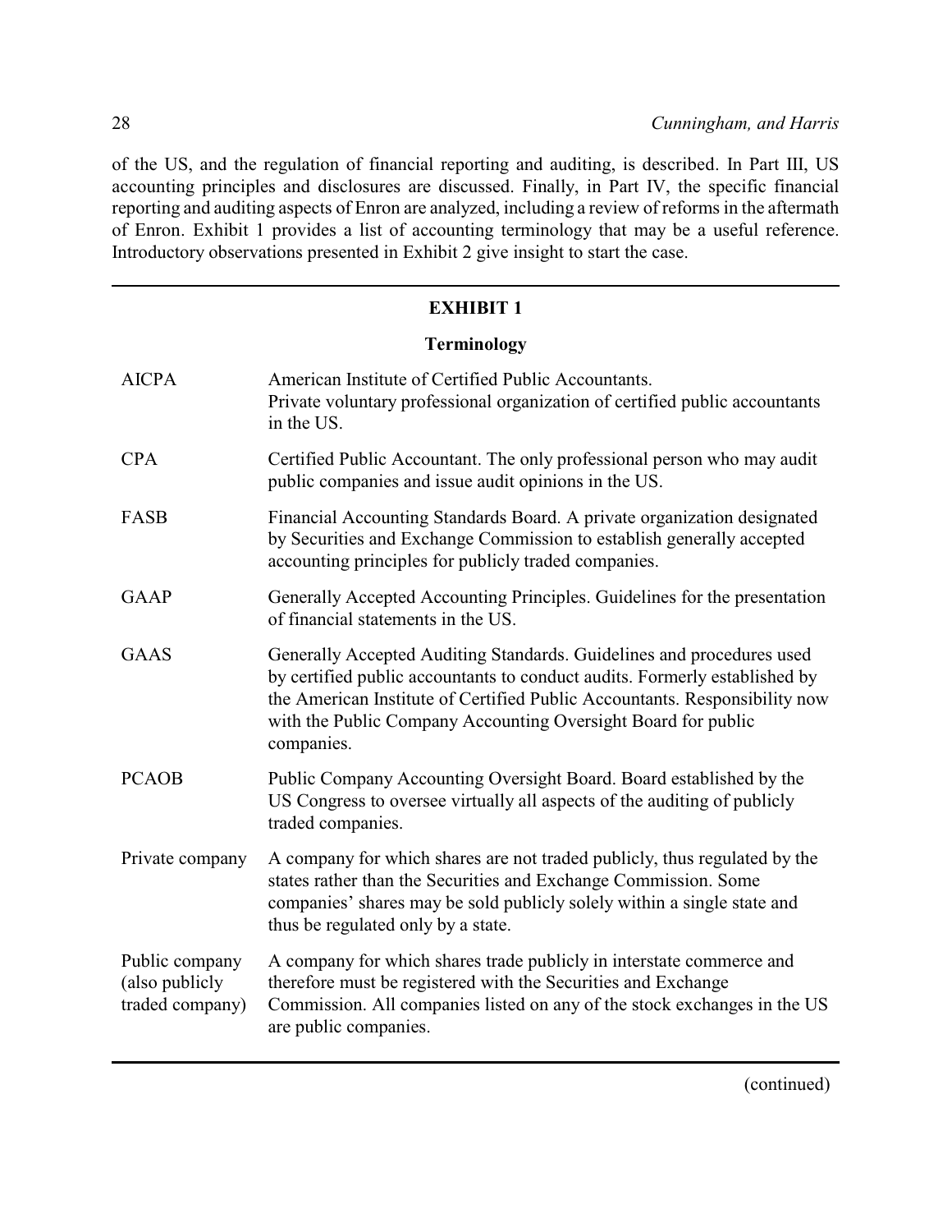of the US, and the regulation of financial reporting and auditing, is described. In Part III, US accounting principles and disclosures are discussed. Finally, in Part IV, the specific financial reporting and auditing aspects of Enron are analyzed, including a review of reforms in the aftermath of Enron. Exhibit 1 provides a list of accounting terminology that may be a useful reference. Introductory observations presented in Exhibit 2 give insight to start the case.

## EXHIBIT 1

### Terminology

| | |
|---|---|
| AICPA | American Institute of Certified Public Accountants. Private voluntary professional organization of certified public accountants in the US. |
| CPA | Certified Public Accountant. The only professional person who may audit public companies and issue audit opinions in the US. |
| FASB | Financial Accounting Standards Board. A private organization designated by Securities and Exchange Commission to establish generally accepted accounting principles for publicly traded companies. |
| GAAP | Generally Accepted Accounting Principles. Guidelines for the presentation of financial statements in the US. |
| GAAS | Generally Accepted Auditing Standards. Guidelines and procedures used by certified public accountants to conduct audits. Formerly established by the American Institute of Certified Public Accountants. Responsibility now with the Public Company Accounting Oversight Board for public companies. |
| PCAOB | Public Company Accounting Oversight Board. Board established by the US Congress to oversee virtually all aspects of the auditing of publicly traded companies. |
| Private company | A company for which shares are not traded publicly, thus regulated by the states rather than the Securities and Exchange Commission. Some companies' shares may be sold publicly solely within a single state and thus be regulated only by a state. |
| Public company (also publicly traded company) | A company for which shares trade publicly in interstate commerce and therefore must be registered with the Securities and Exchange Commission. All companies listed on any of the stock exchanges in the US are public companies. |

(continued)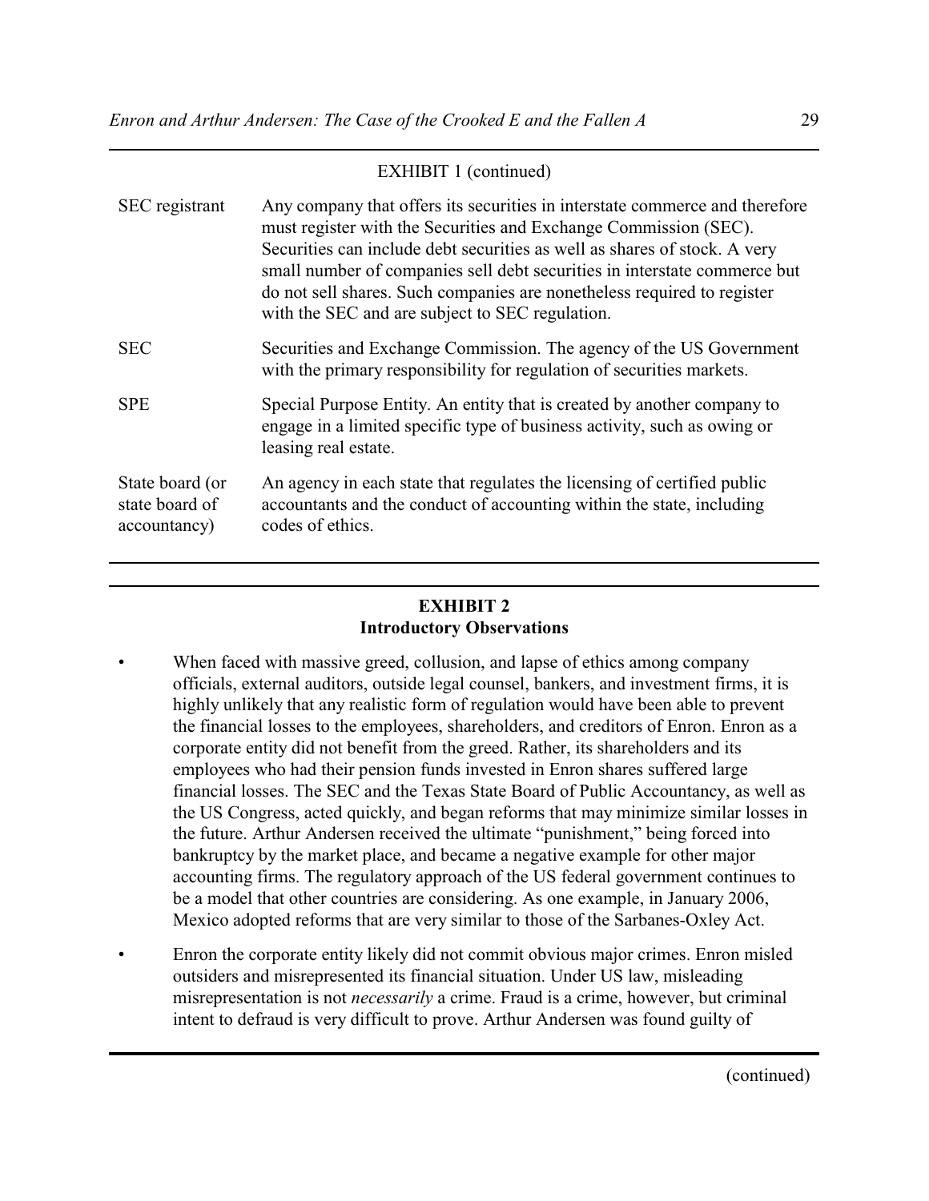EXHIBIT 1 (continued)

| | |
|---|---|
| SEC registrant | Any company that offers its securities in interstate commerce and therefore must register with the Securities and Exchange Commission (SEC). Securities can include debt securities as well as shares of stock. A very small number of companies sell debt securities in interstate commerce but do not sell shares. Such companies are nonetheless required to register with the SEC and are subject to SEC regulation. |
| SEC | Securities and Exchange Commission. The agency of the US Government with the primary responsibility for regulation of securities markets. |
| SPE | Special Purpose Entity. An entity that is created by another company to engage in a limited specific type of business activity, such as owing or leasing real estate. |
| State board (or state board of accountancy) | An agency in each state that regulates the licensing of certified public accountants and the conduct of accounting within the state, including codes of ethics. |

## EXHIBIT 2
## Introductory Observations

- When faced with massive greed, collusion, and lapse of ethics among company officials, external auditors, outside legal counsel, bankers, and investment firms, it is highly unlikely that any realistic form of regulation would have been able to prevent the financial losses to the employees, shareholders, and creditors of Enron. Enron as a corporate entity did not benefit from the greed. Rather, its shareholders and its employees who had their pension funds invested in Enron shares suffered large financial losses. The SEC and the Texas State Board of Public Accountancy, as well as the US Congress, acted quickly, and began reforms that may minimize similar losses in the future. Arthur Andersen received the ultimate "punishment," being forced into bankruptcy by the market place, and became a negative example for other major accounting firms. The regulatory approach of the US federal government continues to be a model that other countries are considering. As one example, in January 2006, Mexico adopted reforms that are very similar to those of the Sarbanes-Oxley Act.
- Enron the corporate entity likely did not commit obvious major crimes. Enron misled outsiders and misrepresented its financial situation. Under US law, misleading misrepresentation is not *necessarily* a crime. Fraud is a crime, however, but criminal intent to defraud is very difficult to prove. Arthur Andersen was found guilty of

(continued)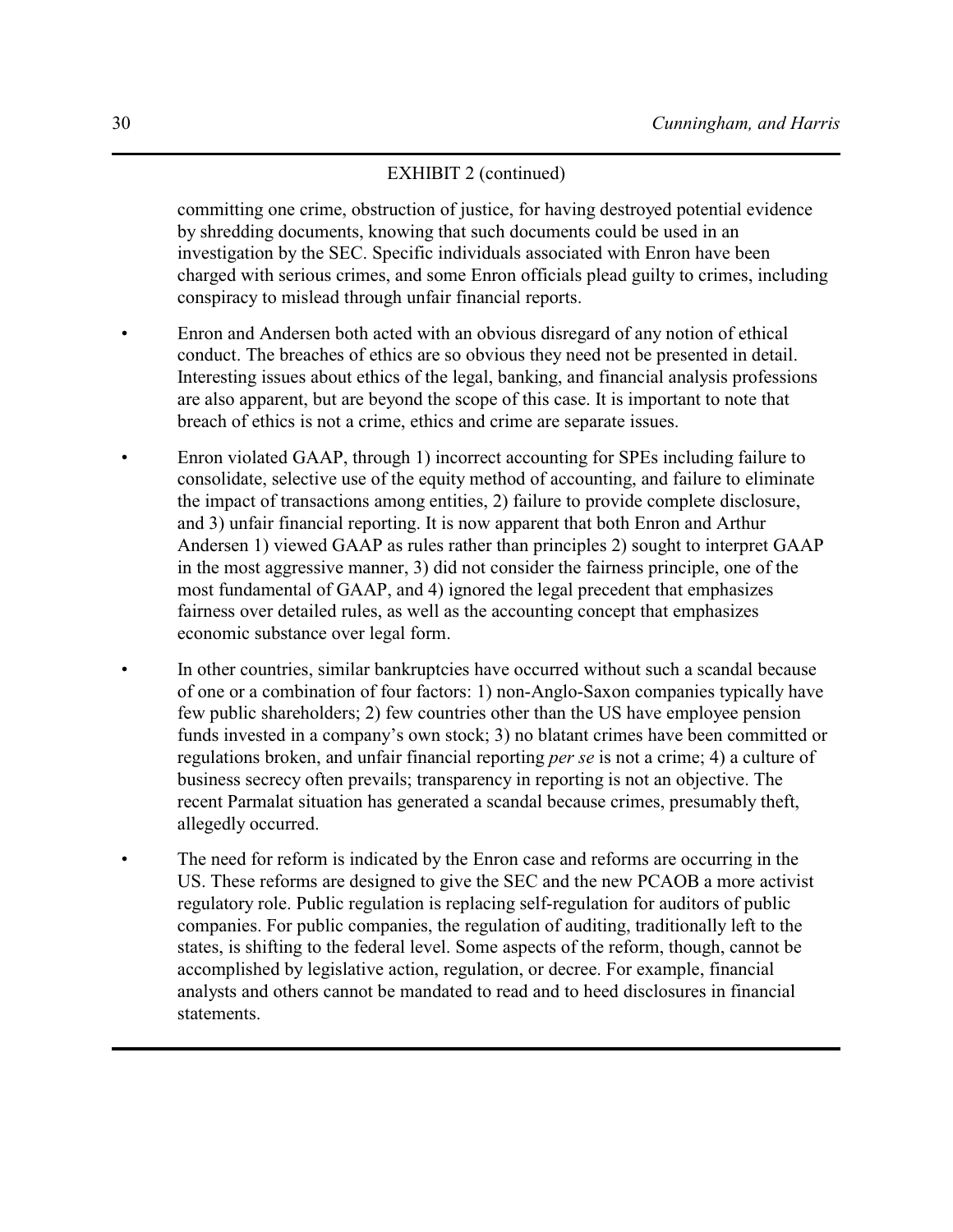EXHIBIT 2 (continued)

committing one crime, obstruction of justice, for having destroyed potential evidence by shredding documents, knowing that such documents could be used in an investigation by the SEC. Specific individuals associated with Enron have been charged with serious crimes, and some Enron officials plead guilty to crimes, including conspiracy to mislead through unfair financial reports.

- Enron and Andersen both acted with an obvious disregard of any notion of ethical conduct. The breaches of ethics are so obvious they need not be presented in detail. Interesting issues about ethics of the legal, banking, and financial analysis professions are also apparent, but are beyond the scope of this case. It is important to note that breach of ethics is not a crime, ethics and crime are separate issues.
- Enron violated GAAP, through 1) incorrect accounting for SPEs including failure to consolidate, selective use of the equity method of accounting, and failure to eliminate the impact of transactions among entities, 2) failure to provide complete disclosure, and 3) unfair financial reporting. It is now apparent that both Enron and Arthur Andersen 1) viewed GAAP as rules rather than principles 2) sought to interpret GAAP in the most aggressive manner, 3) did not consider the fairness principle, one of the most fundamental of GAAP, and 4) ignored the legal precedent that emphasizes fairness over detailed rules, as well as the accounting concept that emphasizes economic substance over legal form.
- In other countries, similar bankruptcies have occurred without such a scandal because of one or a combination of four factors: 1) non-Anglo-Saxon companies typically have few public shareholders; 2) few countries other than the US have employee pension funds invested in a company's own stock; 3) no blatant crimes have been committed or regulations broken, and unfair financial reporting *per se* is not a crime; 4) a culture of business secrecy often prevails; transparency in reporting is not an objective. The recent Parmalat situation has generated a scandal because crimes, presumably theft, allegedly occurred.
- The need for reform is indicated by the Enron case and reforms are occurring in the US. These reforms are designed to give the SEC and the new PCAOB a more activist regulatory role. Public regulation is replacing self-regulation for auditors of public companies. For public companies, the regulation of auditing, traditionally left to the states, is shifting to the federal level. Some aspects of the reform, though, cannot be accomplished by legislative action, regulation, or decree. For example, financial analysts and others cannot be mandated to read and to heed disclosures in financial statements.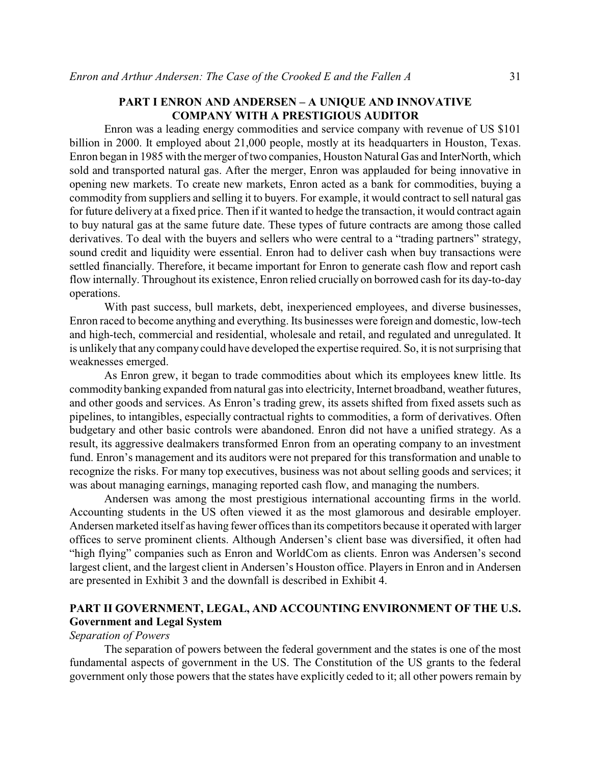## PART I ENRON AND ANDERSEN – A UNIQUE AND INNOVATIVE COMPANY WITH A PRESTIGIOUS AUDITOR

Enron was a leading energy commodities and service company with revenue of US $101 billion in 2000. It employed about 21,000 people, mostly at its headquarters in Houston, Texas. Enron began in 1985 with the merger of two companies, Houston Natural Gas and InterNorth, which sold and transported natural gas. After the merger, Enron was applauded for being innovative in opening new markets. To create new markets, Enron acted as a bank for commodities, buying a commodity from suppliers and selling it to buyers. For example, it would contract to sell natural gas for future delivery at a fixed price. Then if it wanted to hedge the transaction, it would contract again to buy natural gas at the same future date. These types of future contracts are among those called derivatives. To deal with the buyers and sellers who were central to a "trading partners" strategy, sound credit and liquidity were essential. Enron had to deliver cash when buy transactions were settled financially. Therefore, it became important for Enron to generate cash flow and report cash flow internally. Throughout its existence, Enron relied crucially on borrowed cash for its day-to-day operations.

With past success, bull markets, debt, inexperienced employees, and diverse businesses, Enron raced to become anything and everything. Its businesses were foreign and domestic, low-tech and high-tech, commercial and residential, wholesale and retail, and regulated and unregulated. It is unlikely that any company could have developed the expertise required. So, it is not surprising that weaknesses emerged.

As Enron grew, it began to trade commodities about which its employees knew little. Its commodity banking expanded from natural gas into electricity, Internet broadband, weather futures, and other goods and services. As Enron's trading grew, its assets shifted from fixed assets such as pipelines, to intangibles, especially contractual rights to commodities, a form of derivatives. Often budgetary and other basic controls were abandoned. Enron did not have a unified strategy. As a result, its aggressive dealmakers transformed Enron from an operating company to an investment fund. Enron's management and its auditors were not prepared for this transformation and unable to recognize the risks. For many top executives, business was not about selling goods and services; it was about managing earnings, managing reported cash flow, and managing the numbers.

Andersen was among the most prestigious international accounting firms in the world. Accounting students in the US often viewed it as the most glamorous and desirable employer. Andersen marketed itself as having fewer offices than its competitors because it operated with larger offices to serve prominent clients. Although Andersen's client base was diversified, it often had "high flying" companies such as Enron and WorldCom as clients. Enron was Andersen's second largest client, and the largest client in Andersen's Houston office. Players in Enron and in Andersen are presented in Exhibit 3 and the downfall is described in Exhibit 4.

## PART II GOVERNMENT, LEGAL, AND ACCOUNTING ENVIRONMENT OF THE U.S.

### Government and Legal System

#### *Separation of Powers*

The separation of powers between the federal government and the states is one of the most fundamental aspects of government in the US. The Constitution of the US grants to the federal government only those powers that the states have explicitly ceded to it; all other powers remain by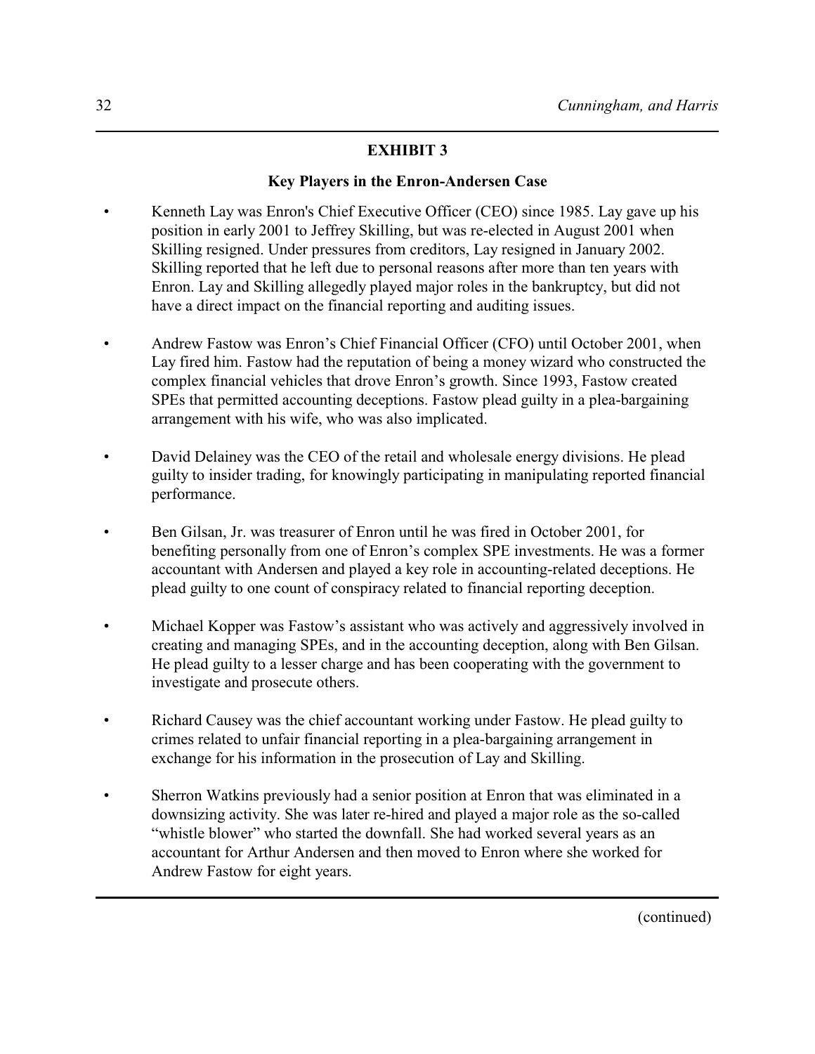## EXHIBIT 3

### Key Players in the Enron-Andersen Case

- Kenneth Lay was Enron's Chief Executive Officer (CEO) since 1985. Lay gave up his position in early 2001 to Jeffrey Skilling, but was re-elected in August 2001 when Skilling resigned. Under pressures from creditors, Lay resigned in January 2002. Skilling reported that he left due to personal reasons after more than ten years with Enron. Lay and Skilling allegedly played major roles in the bankruptcy, but did not have a direct impact on the financial reporting and auditing issues.

- Andrew Fastow was Enron's Chief Financial Officer (CFO) until October 2001, when Lay fired him. Fastow had the reputation of being a money wizard who constructed the complex financial vehicles that drove Enron's growth. Since 1993, Fastow created SPEs that permitted accounting deceptions. Fastow plead guilty in a plea-bargaining arrangement with his wife, who was also implicated.

- David Delainey was the CEO of the retail and wholesale energy divisions. He plead guilty to insider trading, for knowingly participating in manipulating reported financial performance.

- Ben Gilsan, Jr. was treasurer of Enron until he was fired in October 2001, for benefiting personally from one of Enron's complex SPE investments. He was a former accountant with Andersen and played a key role in accounting-related deceptions. He plead guilty to one count of conspiracy related to financial reporting deception.

- Michael Kopper was Fastow's assistant who was actively and aggressively involved in creating and managing SPEs, and in the accounting deception, along with Ben Gilsan. He plead guilty to a lesser charge and has been cooperating with the government to investigate and prosecute others.

- Richard Causey was the chief accountant working under Fastow. He plead guilty to crimes related to unfair financial reporting in a plea-bargaining arrangement in exchange for his information in the prosecution of Lay and Skilling.

- Sherron Watkins previously had a senior position at Enron that was eliminated in a downsizing activity. She was later re-hired and played a major role as the so-called "whistle blower" who started the downfall. She had worked several years as an accountant for Arthur Andersen and then moved to Enron where she worked for Andrew Fastow for eight years.

(continued)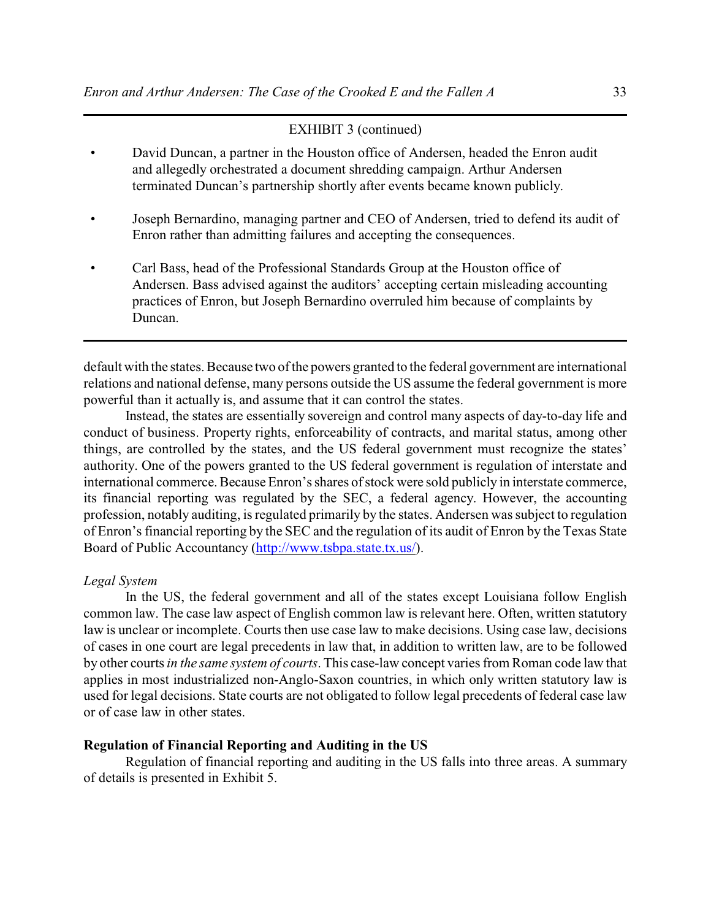EXHIBIT 3 (continued)

- David Duncan, a partner in the Houston office of Andersen, headed the Enron audit and allegedly orchestrated a document shredding campaign. Arthur Andersen terminated Duncan's partnership shortly after events became known publicly.
- Joseph Bernardino, managing partner and CEO of Andersen, tried to defend its audit of Enron rather than admitting failures and accepting the consequences.
- Carl Bass, head of the Professional Standards Group at the Houston office of Andersen. Bass advised against the auditors' accepting certain misleading accounting practices of Enron, but Joseph Bernardino overruled him because of complaints by Duncan.

---

default with the states. Because two of the powers granted to the federal government are international relations and national defense, many persons outside the US assume the federal government is more powerful than it actually is, and assume that it can control the states.

Instead, the states are essentially sovereign and control many aspects of day-to-day life and conduct of business. Property rights, enforceability of contracts, and marital status, among other things, are controlled by the states, and the US federal government must recognize the states' authority. One of the powers granted to the US federal government is regulation of interstate and international commerce. Because Enron's shares of stock were sold publicly in interstate commerce, its financial reporting was regulated by the SEC, a federal agency. However, the accounting profession, notably auditing, is regulated primarily by the states. Andersen was subject to regulation of Enron's financial reporting by the SEC and the regulation of its audit of Enron by the Texas State Board of Public Accountancy (http://www.tsbpa.state.tx.us/).

*Legal System*

In the US, the federal government and all of the states except Louisiana follow English common law. The case law aspect of English common law is relevant here. Often, written statutory law is unclear or incomplete. Courts then use case law to make decisions. Using case law, decisions of cases in one court are legal precedents in law that, in addition to written law, are to be followed by other courts *in the same system of courts*. This case-law concept varies from Roman code law that applies in most industrialized non-Anglo-Saxon countries, in which only written statutory law is used for legal decisions. State courts are not obligated to follow legal precedents of federal case law or of case law in other states.

**Regulation of Financial Reporting and Auditing in the US**

Regulation of financial reporting and auditing in the US falls into three areas. A summary of details is presented in Exhibit 5.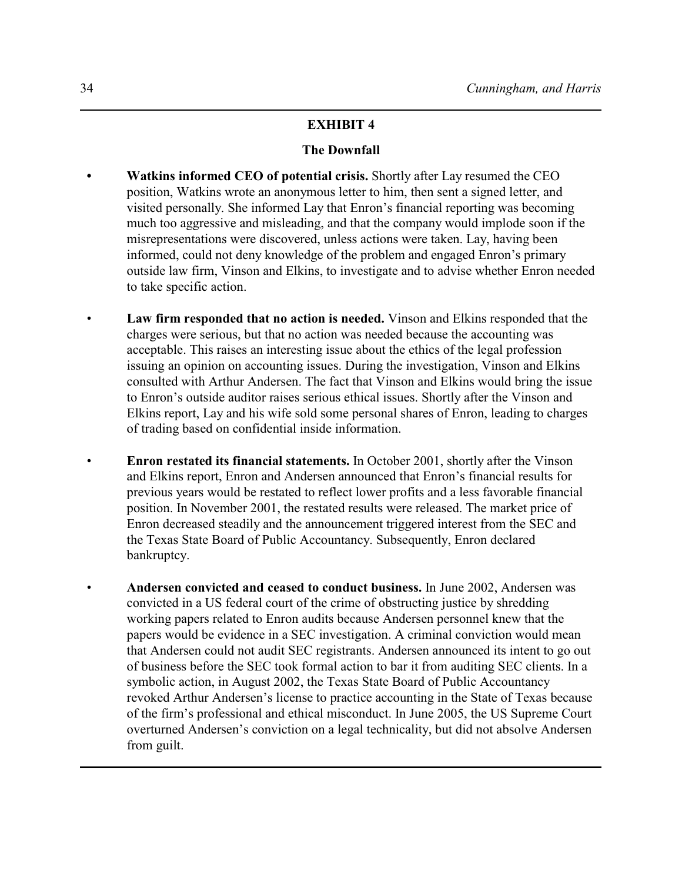## EXHIBIT 4

### The Downfall

- **Watkins informed CEO of potential crisis.** Shortly after Lay resumed the CEO position, Watkins wrote an anonymous letter to him, then sent a signed letter, and visited personally. She informed Lay that Enron's financial reporting was becoming much too aggressive and misleading, and that the company would implode soon if the misrepresentations were discovered, unless actions were taken. Lay, having been informed, could not deny knowledge of the problem and engaged Enron's primary outside law firm, Vinson and Elkins, to investigate and to advise whether Enron needed to take specific action.

- **Law firm responded that no action is needed.** Vinson and Elkins responded that the charges were serious, but that no action was needed because the accounting was acceptable. This raises an interesting issue about the ethics of the legal profession issuing an opinion on accounting issues. During the investigation, Vinson and Elkins consulted with Arthur Andersen. The fact that Vinson and Elkins would bring the issue to Enron's outside auditor raises serious ethical issues. Shortly after the Vinson and Elkins report, Lay and his wife sold some personal shares of Enron, leading to charges of trading based on confidential inside information.

- **Enron restated its financial statements.** In October 2001, shortly after the Vinson and Elkins report, Enron and Andersen announced that Enron's financial results for previous years would be restated to reflect lower profits and a less favorable financial position. In November 2001, the restated results were released. The market price of Enron decreased steadily and the announcement triggered interest from the SEC and the Texas State Board of Public Accountancy. Subsequently, Enron declared bankruptcy.

- **Andersen convicted and ceased to conduct business.** In June 2002, Andersen was convicted in a US federal court of the crime of obstructing justice by shredding working papers related to Enron audits because Andersen personnel knew that the papers would be evidence in a SEC investigation. A criminal conviction would mean that Andersen could not audit SEC registrants. Andersen announced its intent to go out of business before the SEC took formal action to bar it from auditing SEC clients. In a symbolic action, in August 2002, the Texas State Board of Public Accountancy revoked Arthur Andersen's license to practice accounting in the State of Texas because of the firm's professional and ethical misconduct. In June 2005, the US Supreme Court overturned Andersen's conviction on a legal technicality, but did not absolve Andersen from guilt.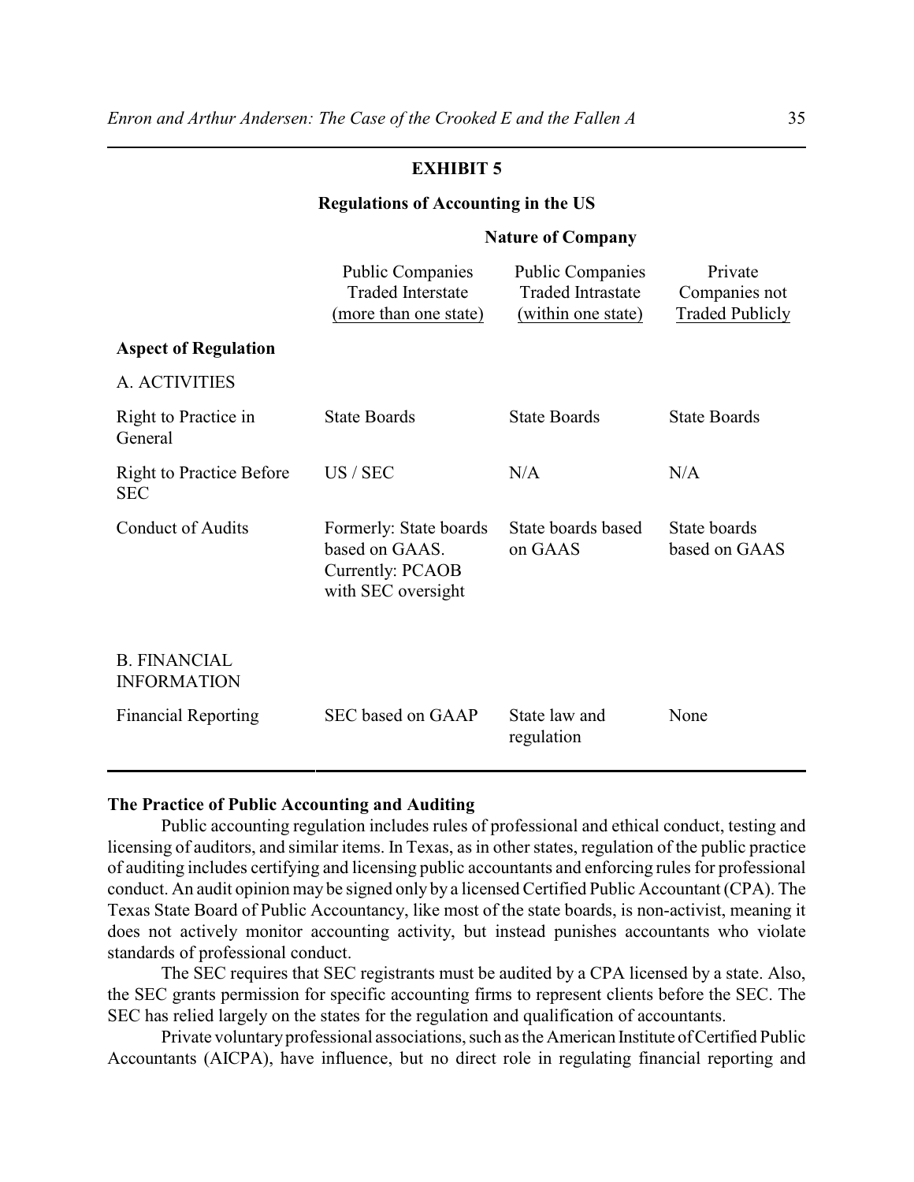**EXHIBIT 5**

**Regulations of Accounting in the US**

| | **Nature of Company** | | |
|---|---|---|---|
| | Public Companies Traded Interstate (more than one state) | Public Companies Traded Intrastate (within one state) | Private Companies not Traded Publicly |
| **Aspect of Regulation** | | | |
| A. ACTIVITIES | | | |
| Right to Practice in General | State Boards | State Boards | State Boards |
| Right to Practice Before SEC | US / SEC | N/A | N/A |
| Conduct of Audits | Formerly: State boards based on GAAS. Currently: PCAOB with SEC oversight | State boards based on GAAS | State boards based on GAAS |
| B. FINANCIAL INFORMATION | | | |
| Financial Reporting | SEC based on GAAP | State law and regulation | None |

### The Practice of Public Accounting and Auditing

Public accounting regulation includes rules of professional and ethical conduct, testing and licensing of auditors, and similar items. In Texas, as in other states, regulation of the public practice of auditing includes certifying and licensing public accountants and enforcing rules for professional conduct. An audit opinion may be signed only by a licensed Certified Public Accountant (CPA). The Texas State Board of Public Accountancy, like most of the state boards, is non-activist, meaning it does not actively monitor accounting activity, but instead punishes accountants who violate standards of professional conduct.

The SEC requires that SEC registrants must be audited by a CPA licensed by a state. Also, the SEC grants permission for specific accounting firms to represent clients before the SEC. The SEC has relied largely on the states for the regulation and qualification of accountants.

Private voluntary professional associations, such as the American Institute of Certified Public Accountants (AICPA), have influence, but no direct role in regulating financial reporting and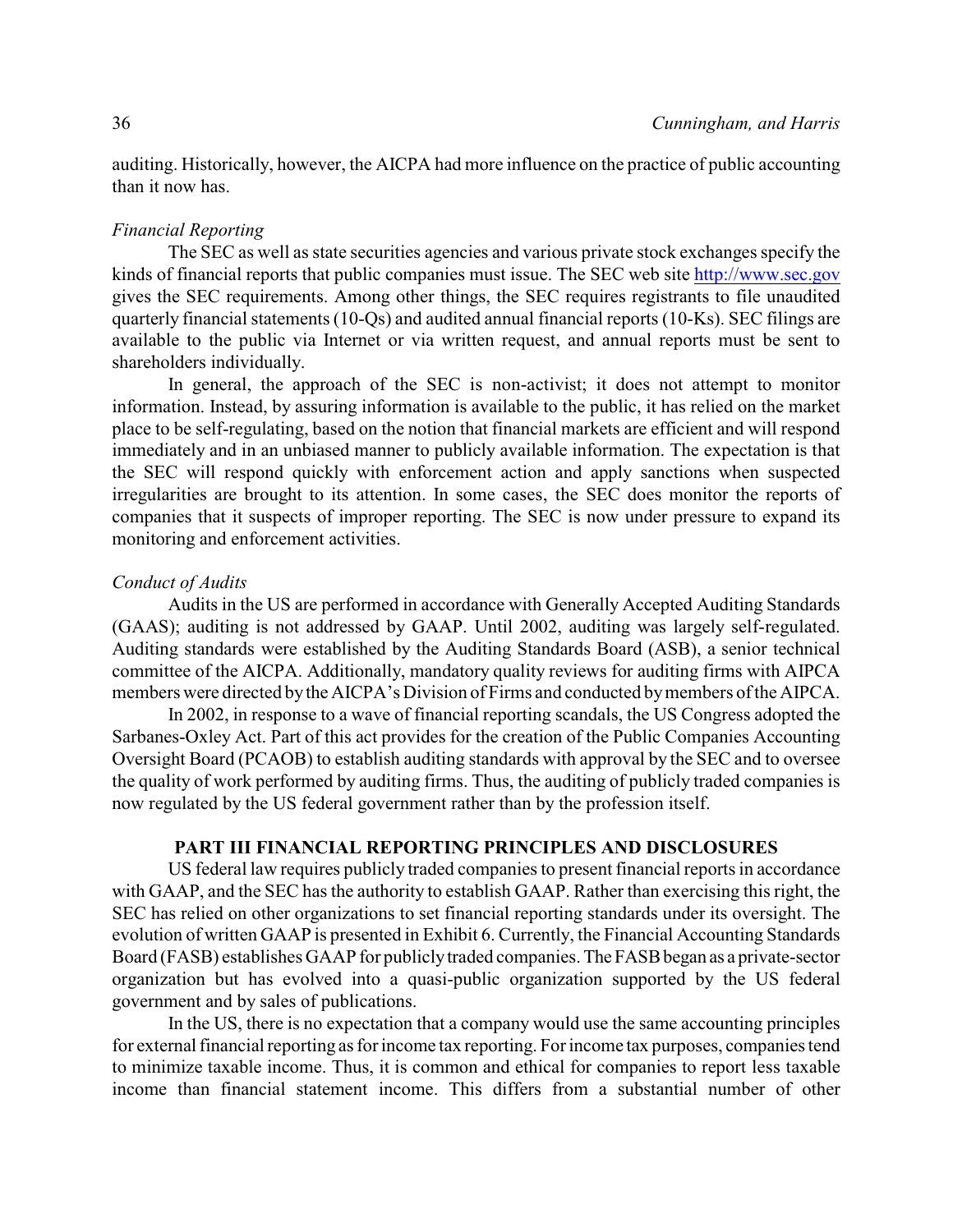auditing. Historically, however, the AICPA had more influence on the practice of public accounting than it now has.

*Financial Reporting*

The SEC as well as state securities agencies and various private stock exchanges specify the kinds of financial reports that public companies must issue. The SEC web site http://www.sec.gov gives the SEC requirements. Among other things, the SEC requires registrants to file unaudited quarterly financial statements (10-Qs) and audited annual financial reports (10-Ks). SEC filings are available to the public via Internet or via written request, and annual reports must be sent to shareholders individually.

In general, the approach of the SEC is non-activist; it does not attempt to monitor information. Instead, by assuring information is available to the public, it has relied on the market place to be self-regulating, based on the notion that financial markets are efficient and will respond immediately and in an unbiased manner to publicly available information. The expectation is that the SEC will respond quickly with enforcement action and apply sanctions when suspected irregularities are brought to its attention. In some cases, the SEC does monitor the reports of companies that it suspects of improper reporting. The SEC is now under pressure to expand its monitoring and enforcement activities.

*Conduct of Audits*

Audits in the US are performed in accordance with Generally Accepted Auditing Standards (GAAS); auditing is not addressed by GAAP. Until 2002, auditing was largely self-regulated. Auditing standards were established by the Auditing Standards Board (ASB), a senior technical committee of the AICPA. Additionally, mandatory quality reviews for auditing firms with AIPCA members were directed by the AICPA's Division of Firms and conducted by members of the AIPCA.

In 2002, in response to a wave of financial reporting scandals, the US Congress adopted the Sarbanes-Oxley Act. Part of this act provides for the creation of the Public Companies Accounting Oversight Board (PCAOB) to establish auditing standards with approval by the SEC and to oversee the quality of work performed by auditing firms. Thus, the auditing of publicly traded companies is now regulated by the US federal government rather than by the profession itself.

## PART III FINANCIAL REPORTING PRINCIPLES AND DISCLOSURES

US federal law requires publicly traded companies to present financial reports in accordance with GAAP, and the SEC has the authority to establish GAAP. Rather than exercising this right, the SEC has relied on other organizations to set financial reporting standards under its oversight. The evolution of written GAAP is presented in Exhibit 6. Currently, the Financial Accounting Standards Board (FASB) establishes GAAP for publicly traded companies. The FASB began as a private-sector organization but has evolved into a quasi-public organization supported by the US federal government and by sales of publications.

In the US, there is no expectation that a company would use the same accounting principles for external financial reporting as for income tax reporting. For income tax purposes, companies tend to minimize taxable income. Thus, it is common and ethical for companies to report less taxable income than financial statement income. This differs from a substantial number of other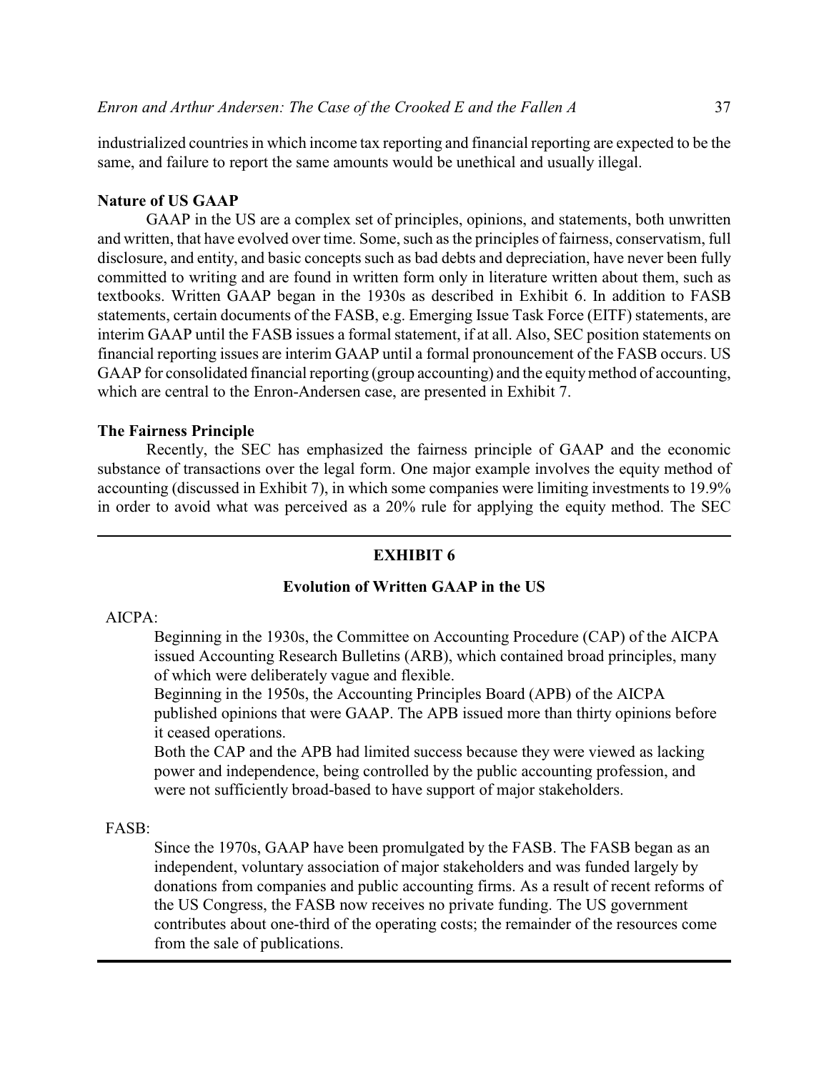industrialized countries in which income tax reporting and financial reporting are expected to be the same, and failure to report the same amounts would be unethical and usually illegal.

**Nature of US GAAP**

GAAP in the US are a complex set of principles, opinions, and statements, both unwritten and written, that have evolved over time. Some, such as the principles of fairness, conservatism, full disclosure, and entity, and basic concepts such as bad debts and depreciation, have never been fully committed to writing and are found in written form only in literature written about them, such as textbooks. Written GAAP began in the 1930s as described in Exhibit 6. In addition to FASB statements, certain documents of the FASB, e.g. Emerging Issue Task Force (EITF) statements, are interim GAAP until the FASB issues a formal statement, if at all. Also, SEC position statements on financial reporting issues are interim GAAP until a formal pronouncement of the FASB occurs. US GAAP for consolidated financial reporting (group accounting) and the equity method of accounting, which are central to the Enron-Andersen case, are presented in Exhibit 7.

**The Fairness Principle**

Recently, the SEC has emphasized the fairness principle of GAAP and the economic substance of transactions over the legal form. One major example involves the equity method of accounting (discussed in Exhibit 7), in which some companies were limiting investments to 19.9% in order to avoid what was perceived as a 20% rule for applying the equity method. The SEC

---

**EXHIBIT 6**

**Evolution of Written GAAP in the US**

AICPA:

Beginning in the 1930s, the Committee on Accounting Procedure (CAP) of the AICPA issued Accounting Research Bulletins (ARB), which contained broad principles, many of which were deliberately vague and flexible.

Beginning in the 1950s, the Accounting Principles Board (APB) of the AICPA published opinions that were GAAP. The APB issued more than thirty opinions before it ceased operations.

Both the CAP and the APB had limited success because they were viewed as lacking power and independence, being controlled by the public accounting profession, and were not sufficiently broad-based to have support of major stakeholders.

FASB:

Since the 1970s, GAAP have been promulgated by the FASB. The FASB began as an independent, voluntary association of major stakeholders and was funded largely by donations from companies and public accounting firms. As a result of recent reforms of the US Congress, the FASB now receives no private funding. The US government contributes about one-third of the operating costs; the remainder of the resources come from the sale of publications.

---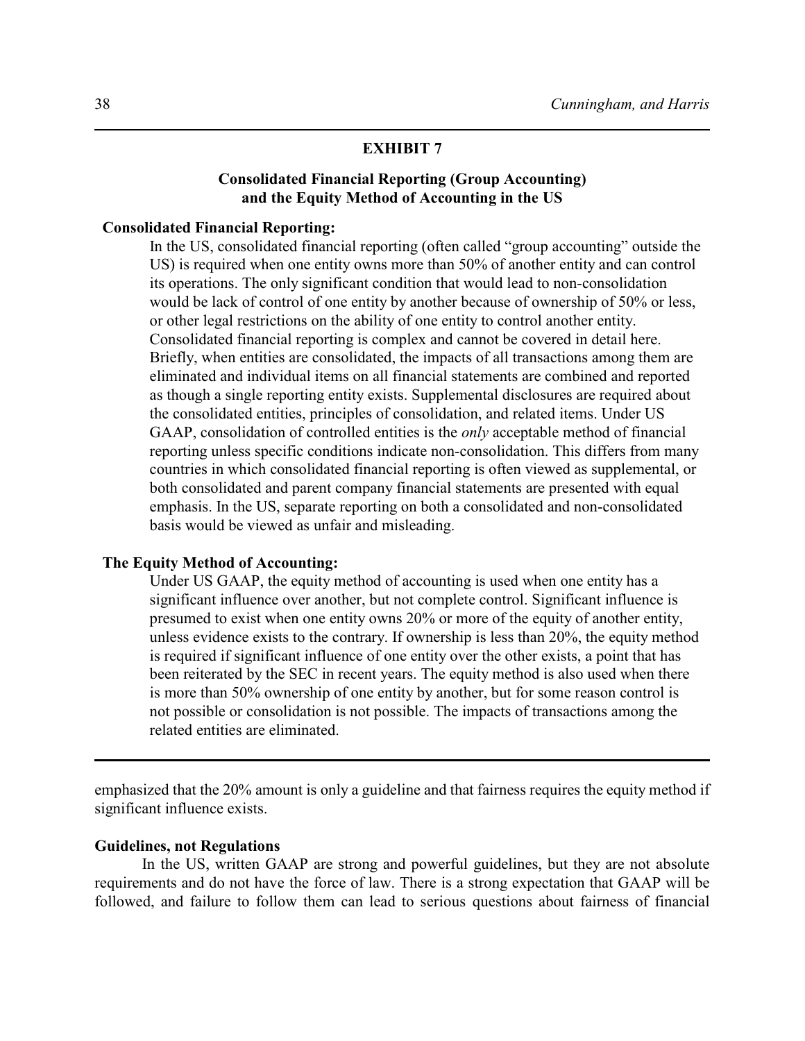## EXHIBIT 7

### Consolidated Financial Reporting (Group Accounting) and the Equity Method of Accounting in the US

**Consolidated Financial Reporting:**

In the US, consolidated financial reporting (often called "group accounting" outside the US) is required when one entity owns more than 50% of another entity and can control its operations. The only significant condition that would lead to non-consolidation would be lack of control of one entity by another because of ownership of 50% or less, or other legal restrictions on the ability of one entity to control another entity. Consolidated financial reporting is complex and cannot be covered in detail here. Briefly, when entities are consolidated, the impacts of all transactions among them are eliminated and individual items on all financial statements are combined and reported as though a single reporting entity exists. Supplemental disclosures are required about the consolidated entities, principles of consolidation, and related items. Under US GAAP, consolidation of controlled entities is the *only* acceptable method of financial reporting unless specific conditions indicate non-consolidation. This differs from many countries in which consolidated financial reporting is often viewed as supplemental, or both consolidated and parent company financial statements are presented with equal emphasis. In the US, separate reporting on both a consolidated and non-consolidated basis would be viewed as unfair and misleading.

**The Equity Method of Accounting:**

Under US GAAP, the equity method of accounting is used when one entity has a significant influence over another, but not complete control. Significant influence is presumed to exist when one entity owns 20% or more of the equity of another entity, unless evidence exists to the contrary. If ownership is less than 20%, the equity method is required if significant influence of one entity over the other exists, a point that has been reiterated by the SEC in recent years. The equity method is also used when there is more than 50% ownership of one entity by another, but for some reason control is not possible or consolidation is not possible. The impacts of transactions among the related entities are eliminated.

---

emphasized that the 20% amount is only a guideline and that fairness requires the equity method if significant influence exists.

**Guidelines, not Regulations**

In the US, written GAAP are strong and powerful guidelines, but they are not absolute requirements and do not have the force of law. There is a strong expectation that GAAP will be followed, and failure to follow them can lead to serious questions about fairness of financial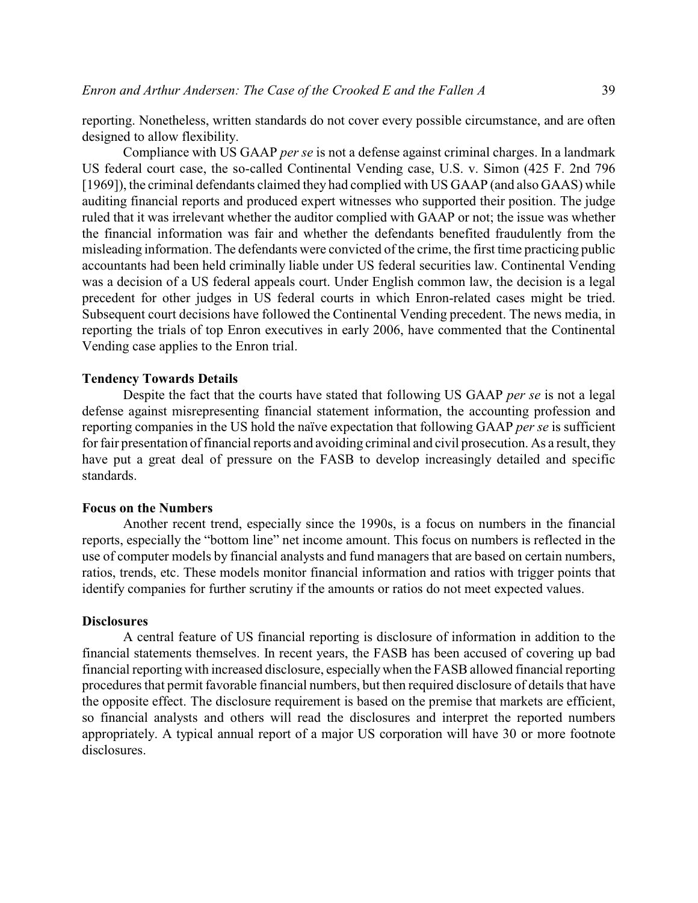reporting. Nonetheless, written standards do not cover every possible circumstance, and are often designed to allow flexibility.

Compliance with US GAAP *per se* is not a defense against criminal charges. In a landmark US federal court case, the so-called Continental Vending case, U.S. v. Simon (425 F. 2nd 796 [1969]), the criminal defendants claimed they had complied with US GAAP (and also GAAS) while auditing financial reports and produced expert witnesses who supported their position. The judge ruled that it was irrelevant whether the auditor complied with GAAP or not; the issue was whether the financial information was fair and whether the defendants benefited fraudulently from the misleading information. The defendants were convicted of the crime, the first time practicing public accountants had been held criminally liable under US federal securities law. Continental Vending was a decision of a US federal appeals court. Under English common law, the decision is a legal precedent for other judges in US federal courts in which Enron-related cases might be tried. Subsequent court decisions have followed the Continental Vending precedent. The news media, in reporting the trials of top Enron executives in early 2006, have commented that the Continental Vending case applies to the Enron trial.

**Tendency Towards Details**

Despite the fact that the courts have stated that following US GAAP *per se* is not a legal defense against misrepresenting financial statement information, the accounting profession and reporting companies in the US hold the naïve expectation that following GAAP *per se* is sufficient for fair presentation of financial reports and avoiding criminal and civil prosecution. As a result, they have put a great deal of pressure on the FASB to develop increasingly detailed and specific standards.

**Focus on the Numbers**

Another recent trend, especially since the 1990s, is a focus on numbers in the financial reports, especially the "bottom line" net income amount. This focus on numbers is reflected in the use of computer models by financial analysts and fund managers that are based on certain numbers, ratios, trends, etc. These models monitor financial information and ratios with trigger points that identify companies for further scrutiny if the amounts or ratios do not meet expected values.

**Disclosures**

A central feature of US financial reporting is disclosure of information in addition to the financial statements themselves. In recent years, the FASB has been accused of covering up bad financial reporting with increased disclosure, especially when the FASB allowed financial reporting procedures that permit favorable financial numbers, but then required disclosure of details that have the opposite effect. The disclosure requirement is based on the premise that markets are efficient, so financial analysts and others will read the disclosures and interpret the reported numbers appropriately. A typical annual report of a major US corporation will have 30 or more footnote disclosures.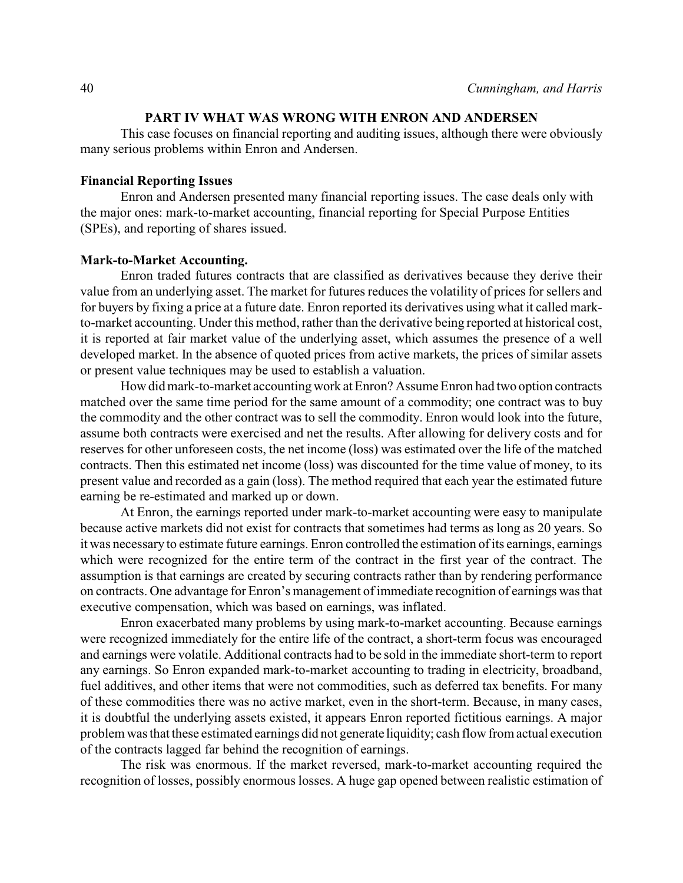## PART IV WHAT WAS WRONG WITH ENRON AND ANDERSEN

This case focuses on financial reporting and auditing issues, although there were obviously many serious problems within Enron and Andersen.

### Financial Reporting Issues

Enron and Andersen presented many financial reporting issues. The case deals only with the major ones: mark-to-market accounting, financial reporting for Special Purpose Entities (SPEs), and reporting of shares issued.

#### Mark-to-Market Accounting.

Enron traded futures contracts that are classified as derivatives because they derive their value from an underlying asset. The market for futures reduces the volatility of prices for sellers and for buyers by fixing a price at a future date. Enron reported its derivatives using what it called mark-to-market accounting. Under this method, rather than the derivative being reported at historical cost, it is reported at fair market value of the underlying asset, which assumes the presence of a well developed market. In the absence of quoted prices from active markets, the prices of similar assets or present value techniques may be used to establish a valuation.

How did mark-to-market accounting work at Enron? Assume Enron had two option contracts matched over the same time period for the same amount of a commodity; one contract was to buy the commodity and the other contract was to sell the commodity. Enron would look into the future, assume both contracts were exercised and net the results. After allowing for delivery costs and for reserves for other unforeseen costs, the net income (loss) was estimated over the life of the matched contracts. Then this estimated net income (loss) was discounted for the time value of money, to its present value and recorded as a gain (loss). The method required that each year the estimated future earning be re-estimated and marked up or down.

At Enron, the earnings reported under mark-to-market accounting were easy to manipulate because active markets did not exist for contracts that sometimes had terms as long as 20 years. So it was necessary to estimate future earnings. Enron controlled the estimation of its earnings, earnings which were recognized for the entire term of the contract in the first year of the contract. The assumption is that earnings are created by securing contracts rather than by rendering performance on contracts. One advantage for Enron's management of immediate recognition of earnings was that executive compensation, which was based on earnings, was inflated.

Enron exacerbated many problems by using mark-to-market accounting. Because earnings were recognized immediately for the entire life of the contract, a short-term focus was encouraged and earnings were volatile. Additional contracts had to be sold in the immediate short-term to report any earnings. So Enron expanded mark-to-market accounting to trading in electricity, broadband, fuel additives, and other items that were not commodities, such as deferred tax benefits. For many of these commodities there was no active market, even in the short-term. Because, in many cases, it is doubtful the underlying assets existed, it appears Enron reported fictitious earnings. A major problem was that these estimated earnings did not generate liquidity; cash flow from actual execution of the contracts lagged far behind the recognition of earnings.

The risk was enormous. If the market reversed, mark-to-market accounting required the recognition of losses, possibly enormous losses. A huge gap opened between realistic estimation of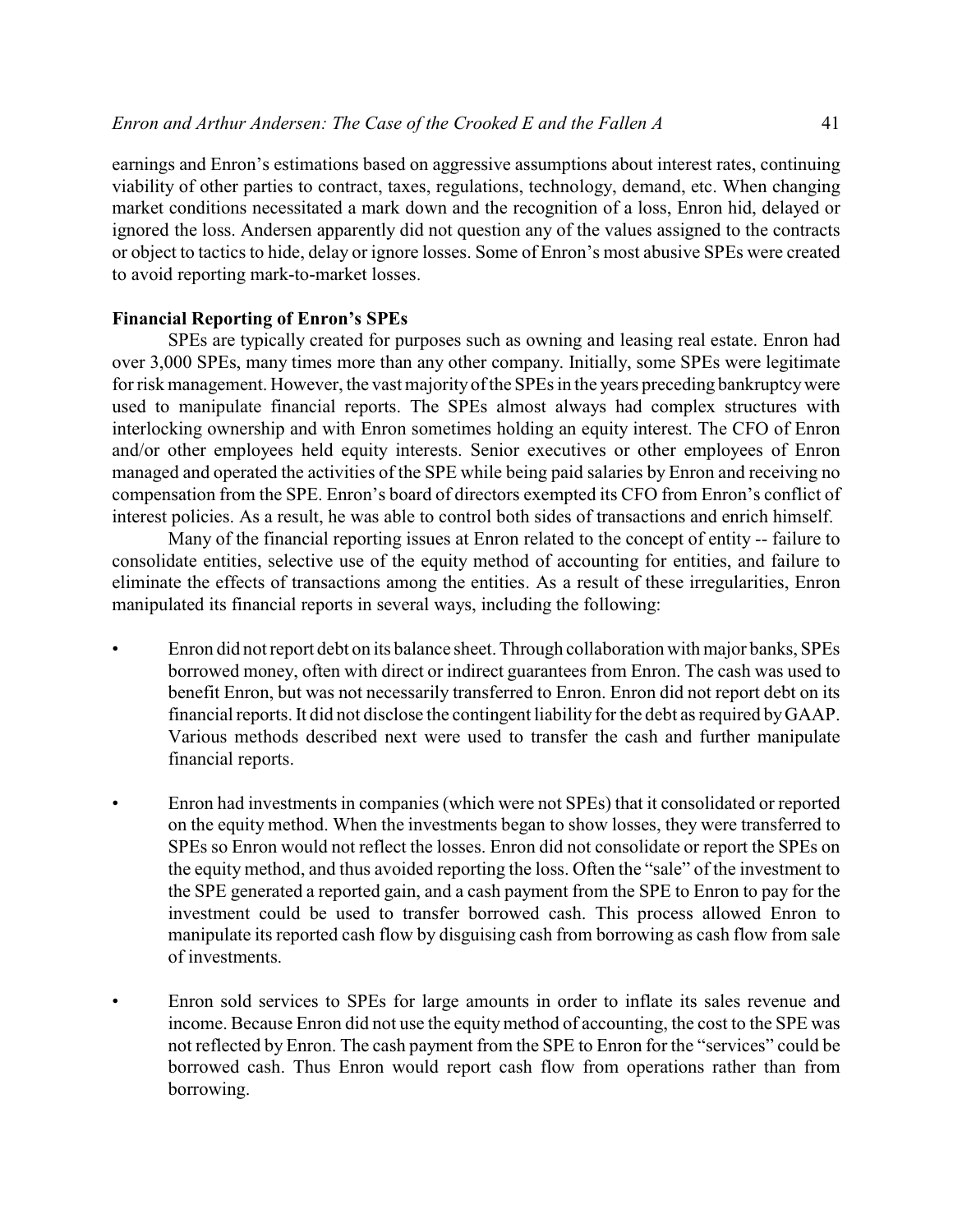earnings and Enron's estimations based on aggressive assumptions about interest rates, continuing viability of other parties to contract, taxes, regulations, technology, demand, etc. When changing market conditions necessitated a mark down and the recognition of a loss, Enron hid, delayed or ignored the loss. Andersen apparently did not question any of the values assigned to the contracts or object to tactics to hide, delay or ignore losses. Some of Enron's most abusive SPEs were created to avoid reporting mark-to-market losses.

**Financial Reporting of Enron's SPEs**

SPEs are typically created for purposes such as owning and leasing real estate. Enron had over 3,000 SPEs, many times more than any other company. Initially, some SPEs were legitimate for risk management. However, the vast majority of the SPEs in the years preceding bankruptcy were used to manipulate financial reports. The SPEs almost always had complex structures with interlocking ownership and with Enron sometimes holding an equity interest. The CFO of Enron and/or other employees held equity interests. Senior executives or other employees of Enron managed and operated the activities of the SPE while being paid salaries by Enron and receiving no compensation from the SPE. Enron's board of directors exempted its CFO from Enron's conflict of interest policies. As a result, he was able to control both sides of transactions and enrich himself.

Many of the financial reporting issues at Enron related to the concept of entity -- failure to consolidate entities, selective use of the equity method of accounting for entities, and failure to eliminate the effects of transactions among the entities. As a result of these irregularities, Enron manipulated its financial reports in several ways, including the following:

- Enron did not report debt on its balance sheet. Through collaboration with major banks, SPEs borrowed money, often with direct or indirect guarantees from Enron. The cash was used to benefit Enron, but was not necessarily transferred to Enron. Enron did not report debt on its financial reports. It did not disclose the contingent liability for the debt as required by GAAP. Various methods described next were used to transfer the cash and further manipulate financial reports.

- Enron had investments in companies (which were not SPEs) that it consolidated or reported on the equity method. When the investments began to show losses, they were transferred to SPEs so Enron would not reflect the losses. Enron did not consolidate or report the SPEs on the equity method, and thus avoided reporting the loss. Often the "sale" of the investment to the SPE generated a reported gain, and a cash payment from the SPE to Enron to pay for the investment could be used to transfer borrowed cash. This process allowed Enron to manipulate its reported cash flow by disguising cash from borrowing as cash flow from sale of investments.

- Enron sold services to SPEs for large amounts in order to inflate its sales revenue and income. Because Enron did not use the equity method of accounting, the cost to the SPE was not reflected by Enron. The cash payment from the SPE to Enron for the "services" could be borrowed cash. Thus Enron would report cash flow from operations rather than from borrowing.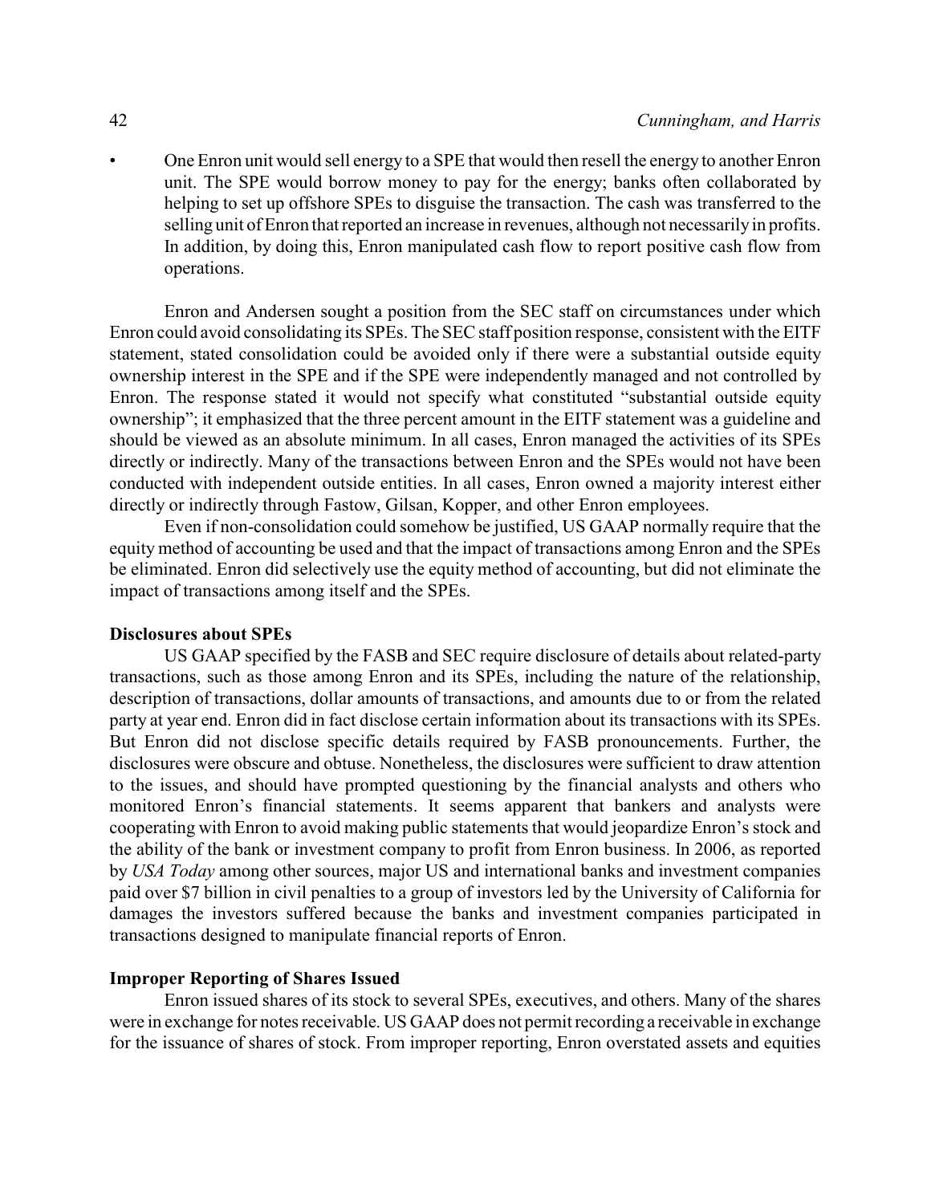- One Enron unit would sell energy to a SPE that would then resell the energy to another Enron unit. The SPE would borrow money to pay for the energy; banks often collaborated by helping to set up offshore SPEs to disguise the transaction. The cash was transferred to the selling unit of Enron that reported an increase in revenues, although not necessarily in profits. In addition, by doing this, Enron manipulated cash flow to report positive cash flow from operations.

Enron and Andersen sought a position from the SEC staff on circumstances under which Enron could avoid consolidating its SPEs. The SEC staff position response, consistent with the EITF statement, stated consolidation could be avoided only if there were a substantial outside equity ownership interest in the SPE and if the SPE were independently managed and not controlled by Enron. The response stated it would not specify what constituted "substantial outside equity ownership"; it emphasized that the three percent amount in the EITF statement was a guideline and should be viewed as an absolute minimum. In all cases, Enron managed the activities of its SPEs directly or indirectly. Many of the transactions between Enron and the SPEs would not have been conducted with independent outside entities. In all cases, Enron owned a majority interest either directly or indirectly through Fastow, Gilsan, Kopper, and other Enron employees.

Even if non-consolidation could somehow be justified, US GAAP normally require that the equity method of accounting be used and that the impact of transactions among Enron and the SPEs be eliminated. Enron did selectively use the equity method of accounting, but did not eliminate the impact of transactions among itself and the SPEs.

### Disclosures about SPEs

US GAAP specified by the FASB and SEC require disclosure of details about related-party transactions, such as those among Enron and its SPEs, including the nature of the relationship, description of transactions, dollar amounts of transactions, and amounts due to or from the related party at year end. Enron did in fact disclose certain information about its transactions with its SPEs. But Enron did not disclose specific details required by FASB pronouncements. Further, the disclosures were obscure and obtuse. Nonetheless, the disclosures were sufficient to draw attention to the issues, and should have prompted questioning by the financial analysts and others who monitored Enron's financial statements. It seems apparent that bankers and analysts were cooperating with Enron to avoid making public statements that would jeopardize Enron's stock and the ability of the bank or investment company to profit from Enron business. In 2006, as reported by *USA Today* among other sources, major US and international banks and investment companies paid over $7 billion in civil penalties to a group of investors led by the University of California for damages the investors suffered because the banks and investment companies participated in transactions designed to manipulate financial reports of Enron.

### Improper Reporting of Shares Issued

Enron issued shares of its stock to several SPEs, executives, and others. Many of the shares were in exchange for notes receivable. US GAAP does not permit recording a receivable in exchange for the issuance of shares of stock. From improper reporting, Enron overstated assets and equities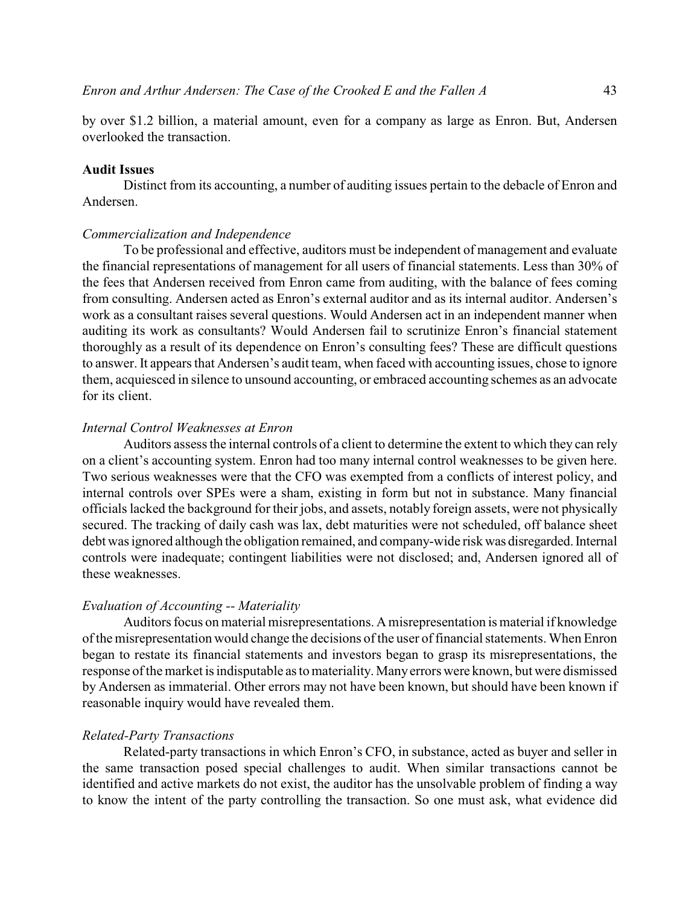by over $1.2 billion, a material amount, even for a company as large as Enron. But, Andersen overlooked the transaction.

**Audit Issues**

Distinct from its accounting, a number of auditing issues pertain to the debacle of Enron and Andersen.

*Commercialization and Independence*

To be professional and effective, auditors must be independent of management and evaluate the financial representations of management for all users of financial statements. Less than 30% of the fees that Andersen received from Enron came from auditing, with the balance of fees coming from consulting. Andersen acted as Enron's external auditor and as its internal auditor. Andersen's work as a consultant raises several questions. Would Andersen act in an independent manner when auditing its work as consultants? Would Andersen fail to scrutinize Enron's financial statement thoroughly as a result of its dependence on Enron's consulting fees? These are difficult questions to answer. It appears that Andersen's audit team, when faced with accounting issues, chose to ignore them, acquiesced in silence to unsound accounting, or embraced accounting schemes as an advocate for its client.

*Internal Control Weaknesses at Enron*

Auditors assess the internal controls of a client to determine the extent to which they can rely on a client's accounting system. Enron had too many internal control weaknesses to be given here. Two serious weaknesses were that the CFO was exempted from a conflicts of interest policy, and internal controls over SPEs were a sham, existing in form but not in substance. Many financial officials lacked the background for their jobs, and assets, notably foreign assets, were not physically secured. The tracking of daily cash was lax, debt maturities were not scheduled, off balance sheet debt was ignored although the obligation remained, and company-wide risk was disregarded. Internal controls were inadequate; contingent liabilities were not disclosed; and, Andersen ignored all of these weaknesses.

*Evaluation of Accounting -- Materiality*

Auditors focus on material misrepresentations. A misrepresentation is material if knowledge of the misrepresentation would change the decisions of the user of financial statements. When Enron began to restate its financial statements and investors began to grasp its misrepresentations, the response of the market is indisputable as to materiality. Many errors were known, but were dismissed by Andersen as immaterial. Other errors may not have been known, but should have been known if reasonable inquiry would have revealed them.

*Related-Party Transactions*

Related-party transactions in which Enron's CFO, in substance, acted as buyer and seller in the same transaction posed special challenges to audit. When similar transactions cannot be identified and active markets do not exist, the auditor has the unsolvable problem of finding a way to know the intent of the party controlling the transaction. So one must ask, what evidence did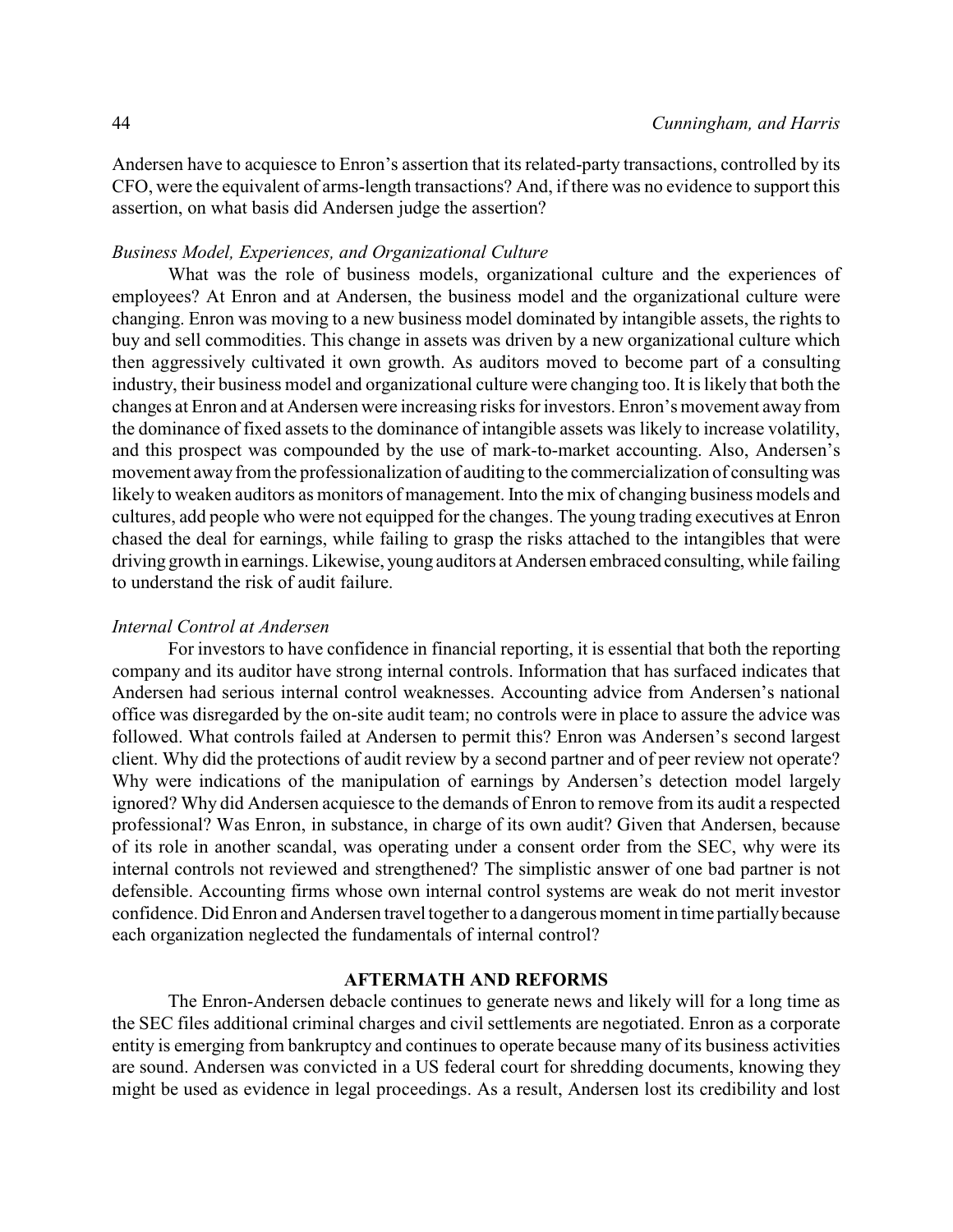Andersen have to acquiesce to Enron's assertion that its related-party transactions, controlled by its CFO, were the equivalent of arms-length transactions? And, if there was no evidence to support this assertion, on what basis did Andersen judge the assertion?

*Business Model, Experiences, and Organizational Culture*

What was the role of business models, organizational culture and the experiences of employees? At Enron and at Andersen, the business model and the organizational culture were changing. Enron was moving to a new business model dominated by intangible assets, the rights to buy and sell commodities. This change in assets was driven by a new organizational culture which then aggressively cultivated it own growth. As auditors moved to become part of a consulting industry, their business model and organizational culture were changing too. It is likely that both the changes at Enron and at Andersen were increasing risks for investors. Enron's movement away from the dominance of fixed assets to the dominance of intangible assets was likely to increase volatility, and this prospect was compounded by the use of mark-to-market accounting. Also, Andersen's movement away from the professionalization of auditing to the commercialization of consulting was likely to weaken auditors as monitors of management. Into the mix of changing business models and cultures, add people who were not equipped for the changes. The young trading executives at Enron chased the deal for earnings, while failing to grasp the risks attached to the intangibles that were driving growth in earnings. Likewise, young auditors at Andersen embraced consulting, while failing to understand the risk of audit failure.

*Internal Control at Andersen*

For investors to have confidence in financial reporting, it is essential that both the reporting company and its auditor have strong internal controls. Information that has surfaced indicates that Andersen had serious internal control weaknesses. Accounting advice from Andersen's national office was disregarded by the on-site audit team; no controls were in place to assure the advice was followed. What controls failed at Andersen to permit this? Enron was Andersen's second largest client. Why did the protections of audit review by a second partner and of peer review not operate? Why were indications of the manipulation of earnings by Andersen's detection model largely ignored? Why did Andersen acquiesce to the demands of Enron to remove from its audit a respected professional? Was Enron, in substance, in charge of its own audit? Given that Andersen, because of its role in another scandal, was operating under a consent order from the SEC, why were its internal controls not reviewed and strengthened? The simplistic answer of one bad partner is not defensible. Accounting firms whose own internal control systems are weak do not merit investor confidence. Did Enron and Andersen travel together to a dangerous moment in time partially because each organization neglected the fundamentals of internal control?

## AFTERMATH AND REFORMS

The Enron-Andersen debacle continues to generate news and likely will for a long time as the SEC files additional criminal charges and civil settlements are negotiated. Enron as a corporate entity is emerging from bankruptcy and continues to operate because many of its business activities are sound. Andersen was convicted in a US federal court for shredding documents, knowing they might be used as evidence in legal proceedings. As a result, Andersen lost its credibility and lost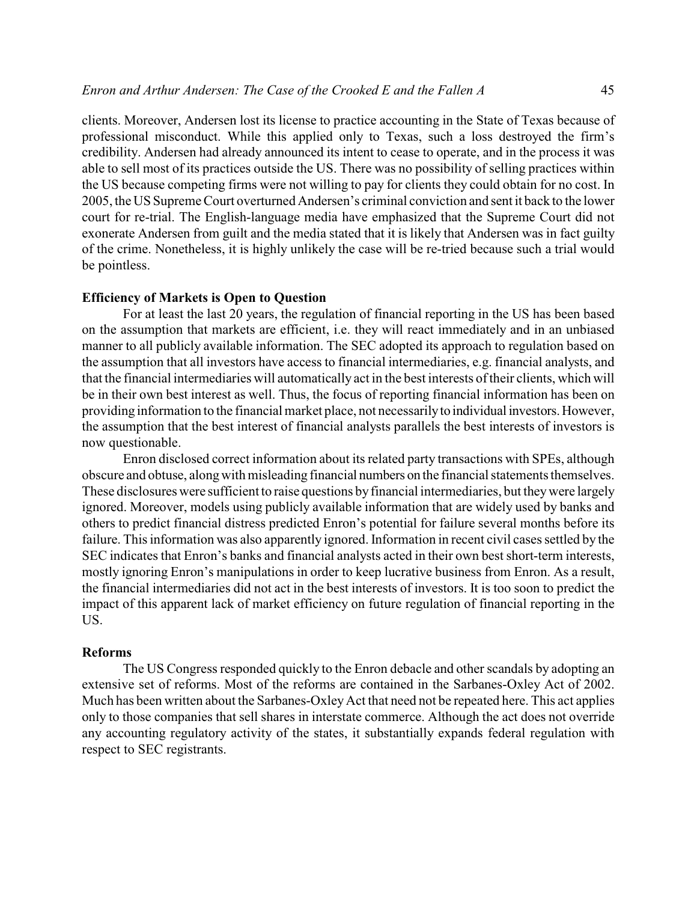clients. Moreover, Andersen lost its license to practice accounting in the State of Texas because of professional misconduct. While this applied only to Texas, such a loss destroyed the firm's credibility. Andersen had already announced its intent to cease to operate, and in the process it was able to sell most of its practices outside the US. There was no possibility of selling practices within the US because competing firms were not willing to pay for clients they could obtain for no cost. In 2005, the US Supreme Court overturned Andersen's criminal conviction and sent it back to the lower court for re-trial. The English-language media have emphasized that the Supreme Court did not exonerate Andersen from guilt and the media stated that it is likely that Andersen was in fact guilty of the crime. Nonetheless, it is highly unlikely the case will be re-tried because such a trial would be pointless.

**Efficiency of Markets is Open to Question**

For at least the last 20 years, the regulation of financial reporting in the US has been based on the assumption that markets are efficient, i.e. they will react immediately and in an unbiased manner to all publicly available information. The SEC adopted its approach to regulation based on the assumption that all investors have access to financial intermediaries, e.g. financial analysts, and that the financial intermediaries will automatically act in the best interests of their clients, which will be in their own best interest as well. Thus, the focus of reporting financial information has been on providing information to the financial market place, not necessarily to individual investors. However, the assumption that the best interest of financial analysts parallels the best interests of investors is now questionable.

Enron disclosed correct information about its related party transactions with SPEs, although obscure and obtuse, along with misleading financial numbers on the financial statements themselves. These disclosures were sufficient to raise questions by financial intermediaries, but they were largely ignored. Moreover, models using publicly available information that are widely used by banks and others to predict financial distress predicted Enron's potential for failure several months before its failure. This information was also apparently ignored. Information in recent civil cases settled by the SEC indicates that Enron's banks and financial analysts acted in their own best short-term interests, mostly ignoring Enron's manipulations in order to keep lucrative business from Enron. As a result, the financial intermediaries did not act in the best interests of investors. It is too soon to predict the impact of this apparent lack of market efficiency on future regulation of financial reporting in the US.

**Reforms**

The US Congress responded quickly to the Enron debacle and other scandals by adopting an extensive set of reforms. Most of the reforms are contained in the Sarbanes-Oxley Act of 2002. Much has been written about the Sarbanes-Oxley Act that need not be repeated here. This act applies only to those companies that sell shares in interstate commerce. Although the act does not override any accounting regulatory activity of the states, it substantially expands federal regulation with respect to SEC registrants.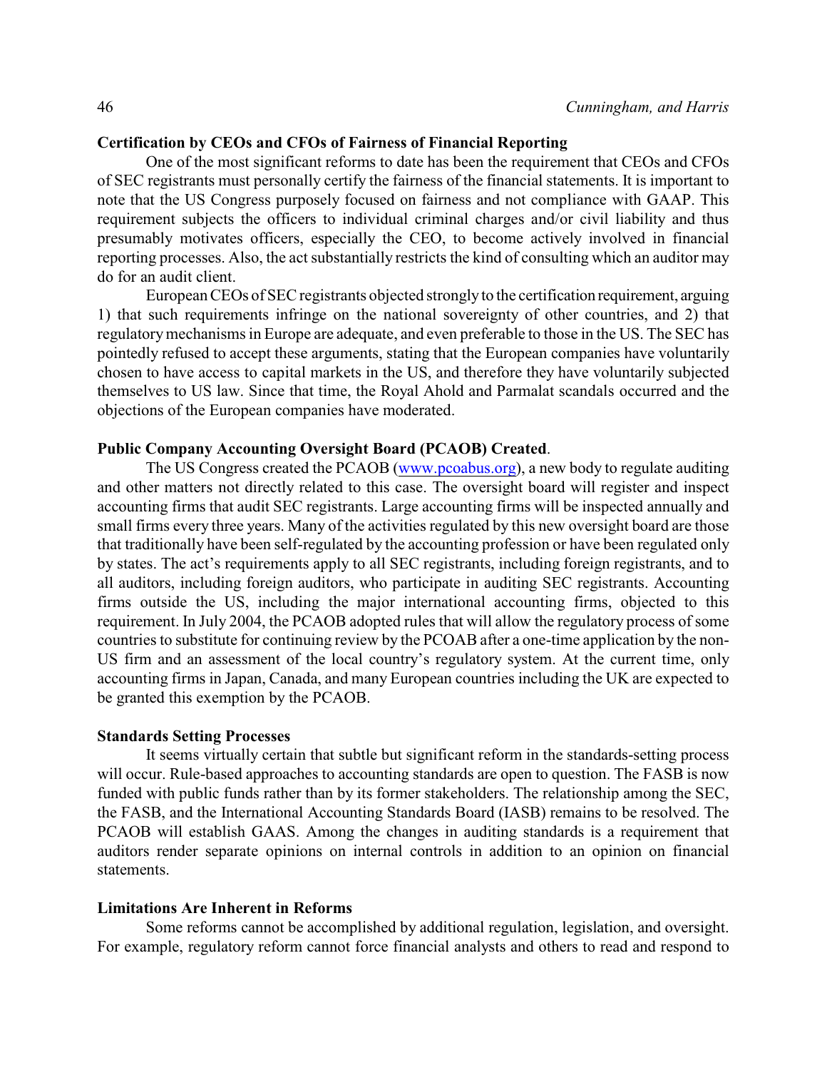### Certification by CEOs and CFOs of Fairness of Financial Reporting

One of the most significant reforms to date has been the requirement that CEOs and CFOs of SEC registrants must personally certify the fairness of the financial statements. It is important to note that the US Congress purposely focused on fairness and not compliance with GAAP. This requirement subjects the officers to individual criminal charges and/or civil liability and thus presumably motivates officers, especially the CEO, to become actively involved in financial reporting processes. Also, the act substantially restricts the kind of consulting which an auditor may do for an audit client.

European CEOs of SEC registrants objected strongly to the certification requirement, arguing 1) that such requirements infringe on the national sovereignty of other countries, and 2) that regulatory mechanisms in Europe are adequate, and even preferable to those in the US. The SEC has pointedly refused to accept these arguments, stating that the European companies have voluntarily chosen to have access to capital markets in the US, and therefore they have voluntarily subjected themselves to US law. Since that time, the Royal Ahold and Parmalat scandals occurred and the objections of the European companies have moderated.

### Public Company Accounting Oversight Board (PCAOB) Created.

The US Congress created the PCAOB (www.pcoabus.org), a new body to regulate auditing and other matters not directly related to this case. The oversight board will register and inspect accounting firms that audit SEC registrants. Large accounting firms will be inspected annually and small firms every three years. Many of the activities regulated by this new oversight board are those that traditionally have been self-regulated by the accounting profession or have been regulated only by states. The act's requirements apply to all SEC registrants, including foreign registrants, and to all auditors, including foreign auditors, who participate in auditing SEC registrants. Accounting firms outside the US, including the major international accounting firms, objected to this requirement. In July 2004, the PCAOB adopted rules that will allow the regulatory process of some countries to substitute for continuing review by the PCOAB after a one-time application by the non-US firm and an assessment of the local country's regulatory system. At the current time, only accounting firms in Japan, Canada, and many European countries including the UK are expected to be granted this exemption by the PCAOB.

### Standards Setting Processes

It seems virtually certain that subtle but significant reform in the standards-setting process will occur. Rule-based approaches to accounting standards are open to question. The FASB is now funded with public funds rather than by its former stakeholders. The relationship among the SEC, the FASB, and the International Accounting Standards Board (IASB) remains to be resolved. The PCAOB will establish GAAS. Among the changes in auditing standards is a requirement that auditors render separate opinions on internal controls in addition to an opinion on financial statements.

### Limitations Are Inherent in Reforms

Some reforms cannot be accomplished by additional regulation, legislation, and oversight. For example, regulatory reform cannot force financial analysts and others to read and respond to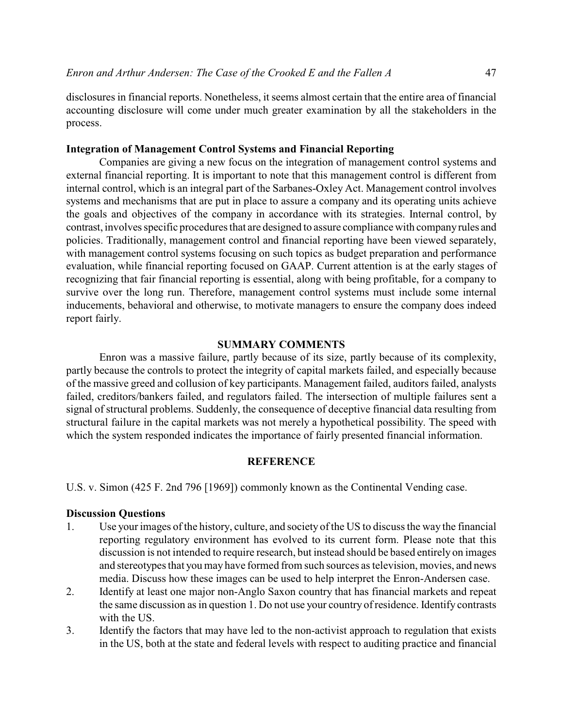disclosures in financial reports. Nonetheless, it seems almost certain that the entire area of financial accounting disclosure will come under much greater examination by all the stakeholders in the process.

**Integration of Management Control Systems and Financial Reporting**

Companies are giving a new focus on the integration of management control systems and external financial reporting. It is important to note that this management control is different from internal control, which is an integral part of the Sarbanes-Oxley Act. Management control involves systems and mechanisms that are put in place to assure a company and its operating units achieve the goals and objectives of the company in accordance with its strategies. Internal control, by contrast, involves specific procedures that are designed to assure compliance with company rules and policies. Traditionally, management control and financial reporting have been viewed separately, with management control systems focusing on such topics as budget preparation and performance evaluation, while financial reporting focused on GAAP. Current attention is at the early stages of recognizing that fair financial reporting is essential, along with being profitable, for a company to survive over the long run. Therefore, management control systems must include some internal inducements, behavioral and otherwise, to motivate managers to ensure the company does indeed report fairly.

## SUMMARY COMMENTS

Enron was a massive failure, partly because of its size, partly because of its complexity, partly because the controls to protect the integrity of capital markets failed, and especially because of the massive greed and collusion of key participants. Management failed, auditors failed, analysts failed, creditors/bankers failed, and regulators failed. The intersection of multiple failures sent a signal of structural problems. Suddenly, the consequence of deceptive financial data resulting from structural failure in the capital markets was not merely a hypothetical possibility. The speed with which the system responded indicates the importance of fairly presented financial information.

## REFERENCE

U.S. v. Simon (425 F. 2nd 796 [1969]) commonly known as the Continental Vending case.

**Discussion Questions**

1. Use your images of the history, culture, and society of the US to discuss the way the financial reporting regulatory environment has evolved to its current form. Please note that this discussion is not intended to require research, but instead should be based entirely on images and stereotypes that you may have formed from such sources as television, movies, and news media. Discuss how these images can be used to help interpret the Enron-Andersen case.
2. Identify at least one major non-Anglo Saxon country that has financial markets and repeat the same discussion as in question 1. Do not use your country of residence. Identify contrasts with the US.
3. Identify the factors that may have led to the non-activist approach to regulation that exists in the US, both at the state and federal levels with respect to auditing practice and financial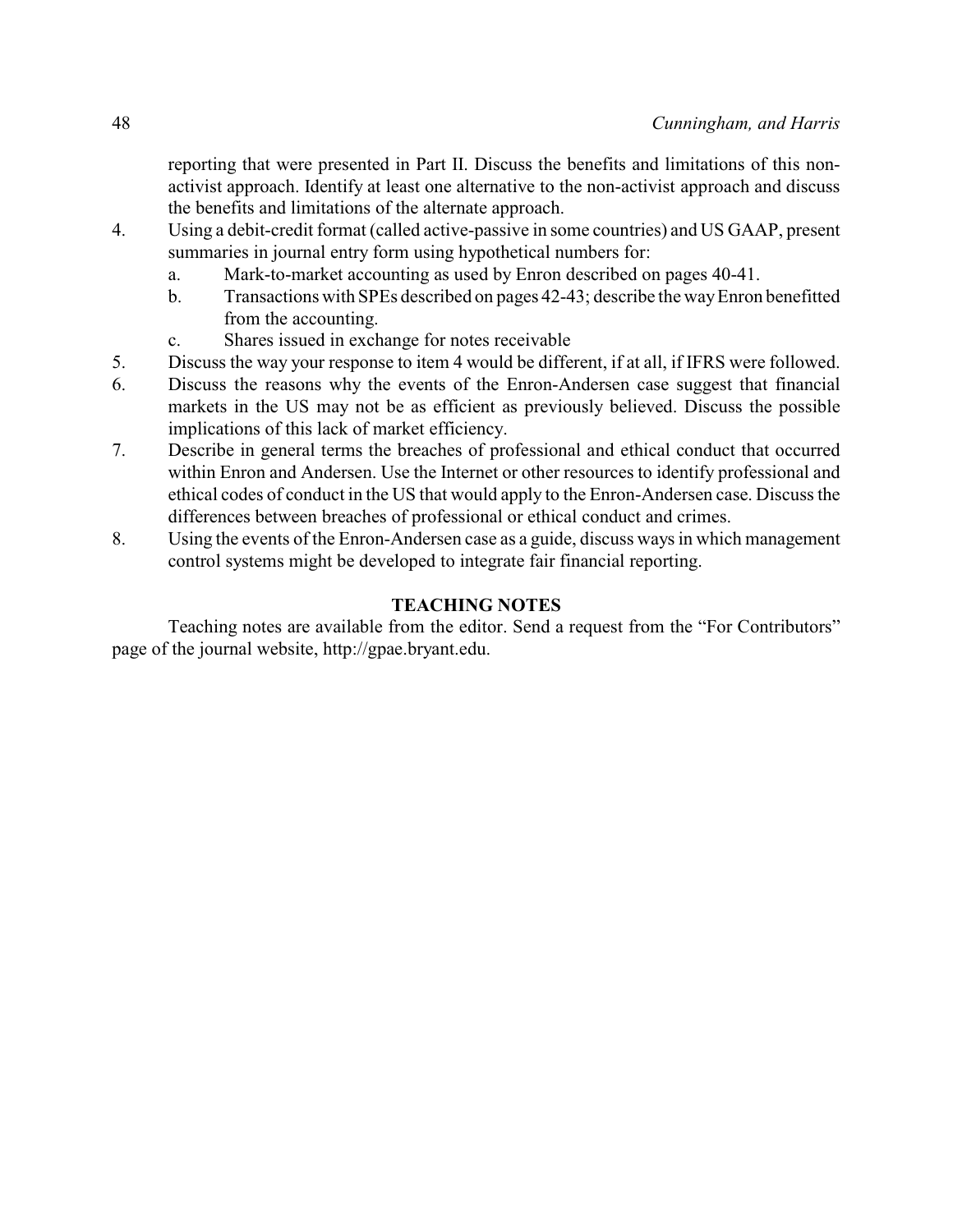reporting that were presented in Part II. Discuss the benefits and limitations of this non-activist approach. Identify at least one alternative to the non-activist approach and discuss the benefits and limitations of the alternate approach.

4. Using a debit-credit format (called active-passive in some countries) and US GAAP, present summaries in journal entry form using hypothetical numbers for:
   a. Mark-to-market accounting as used by Enron described on pages 40-41.
   b. Transactions with SPEs described on pages 42-43; describe the way Enron benefitted from the accounting.
   c. Shares issued in exchange for notes receivable
5. Discuss the way your response to item 4 would be different, if at all, if IFRS were followed.
6. Discuss the reasons why the events of the Enron-Andersen case suggest that financial markets in the US may not be as efficient as previously believed. Discuss the possible implications of this lack of market efficiency.
7. Describe in general terms the breaches of professional and ethical conduct that occurred within Enron and Andersen. Use the Internet or other resources to identify professional and ethical codes of conduct in the US that would apply to the Enron-Andersen case. Discuss the differences between breaches of professional or ethical conduct and crimes.
8. Using the events of the Enron-Andersen case as a guide, discuss ways in which management control systems might be developed to integrate fair financial reporting.

## TEACHING NOTES

Teaching notes are available from the editor. Send a request from the "For Contributors" page of the journal website, http://gpae.bryant.edu.